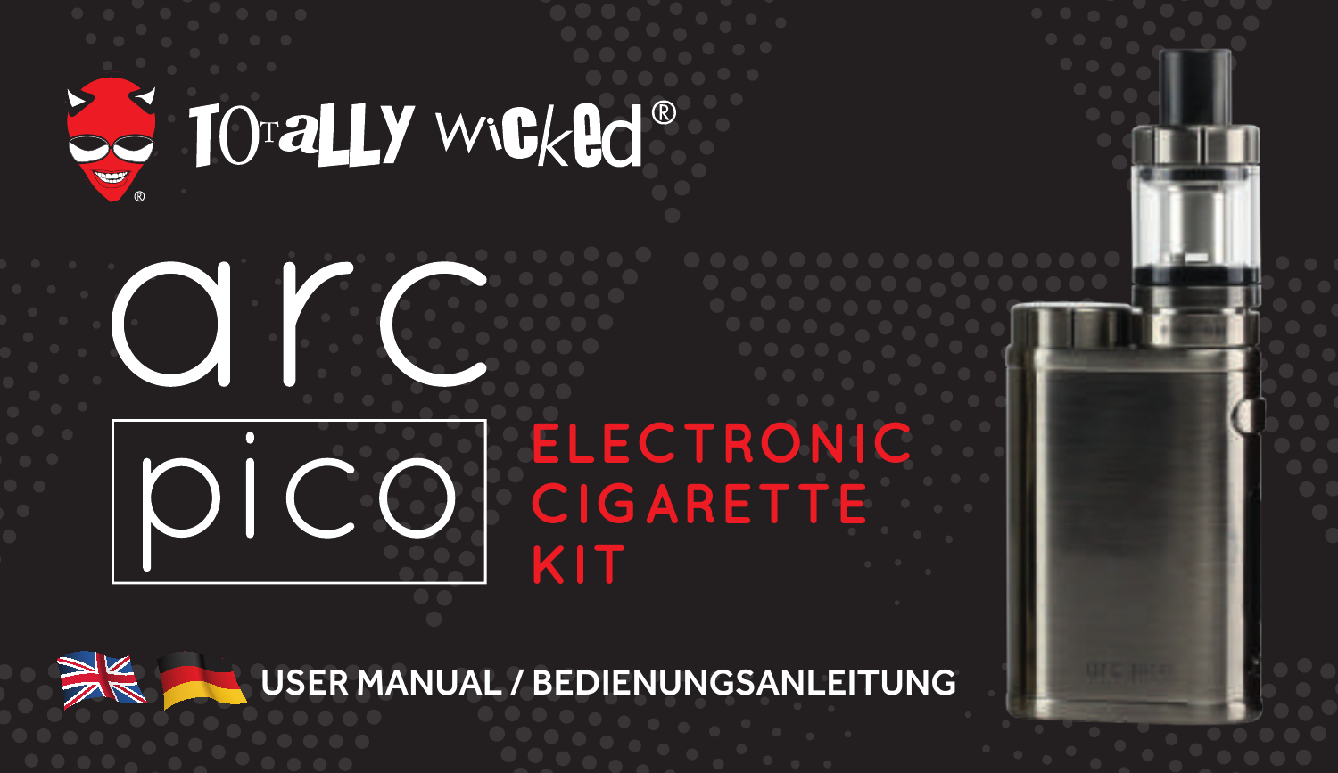# TOTALLY WICKED®

# arc pico

## ELECTRONIC CIGARETTE KIT

**USER MANUAL / BEDIENUNGSANLEITUNG**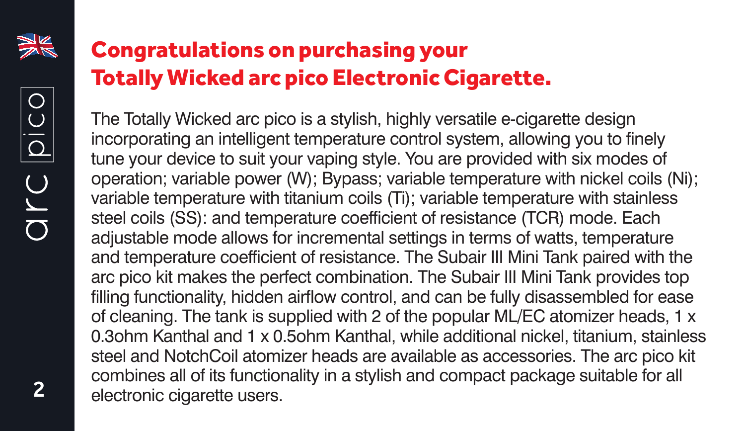# Congratulations on purchasing your Totally Wicked arc pico Electronic Cigarette.

The Totally Wicked arc pico is a stylish, highly versatile e-cigarette design incorporating an intelligent temperature control system, allowing you to finely tune your device to suit your vaping style. You are provided with six modes of operation; variable power (W); Bypass; variable temperature with nickel coils (Ni); variable temperature with titanium coils (Ti); variable temperature with stainless steel coils (SS): and temperature coefficient of resistance (TCR) mode. Each adjustable mode allows for incremental settings in terms of watts, temperature and temperature coefficient of resistance. The Subair III Mini Tank paired with the arc pico kit makes the perfect combination. The Subair III Mini Tank provides top filling functionality, hidden airflow control, and can be fully disassembled for ease of cleaning. The tank is supplied with 2 of the popular ML/EC atomizer heads, 1 x 0.3ohm Kanthal and 1 x 0.5ohm Kanthal, while additional nickel, titanium, stainless steel and NotchCoil atomizer heads are available as accessories. The arc pico kit combines all of its functionality in a stylish and compact package suitable for all electronic cigarette users.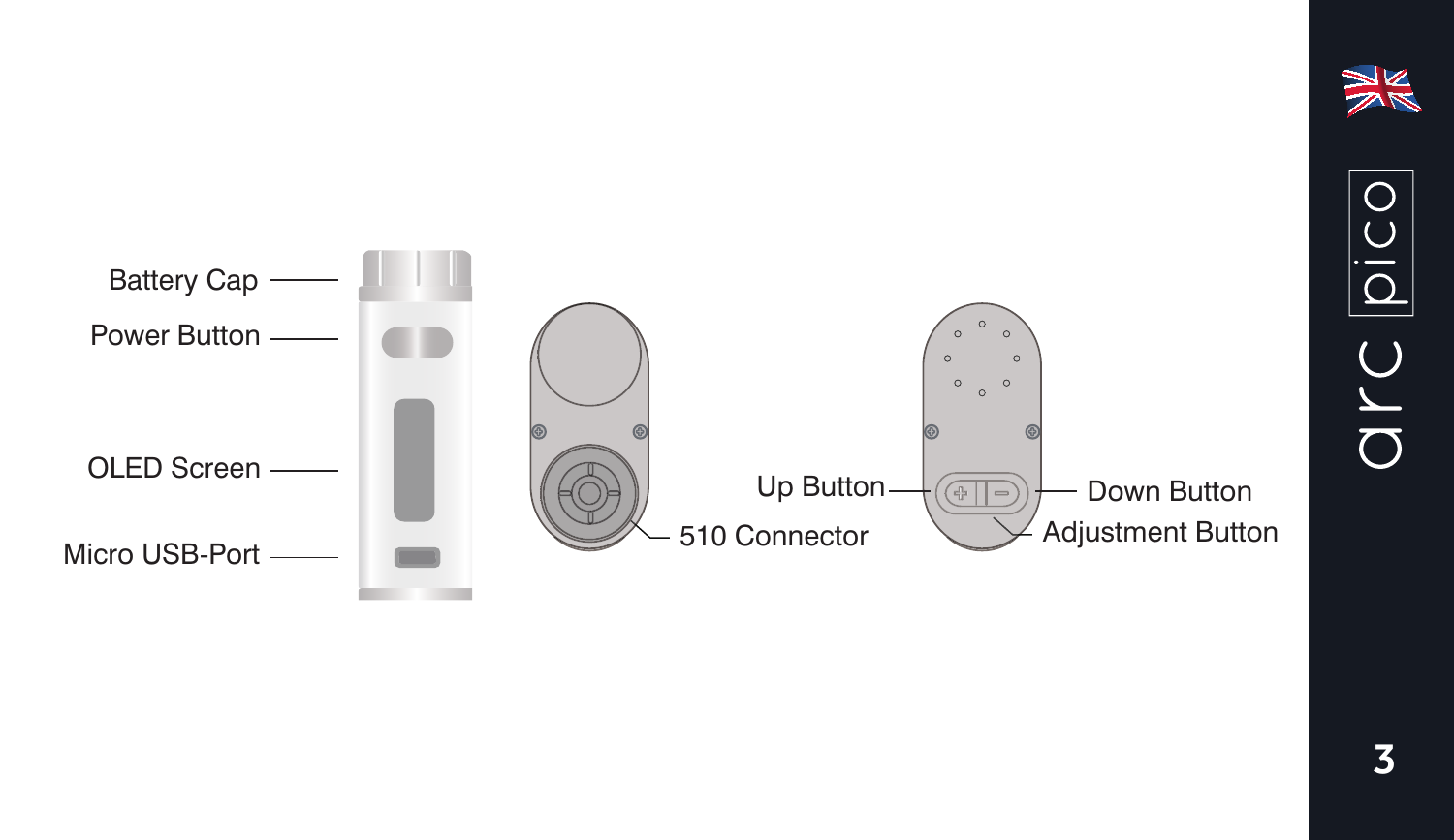Battery Cap

Power Button

OLED Screen

Micro USB-Port

510 Connector

Up Button

Down Button

Adjustment Button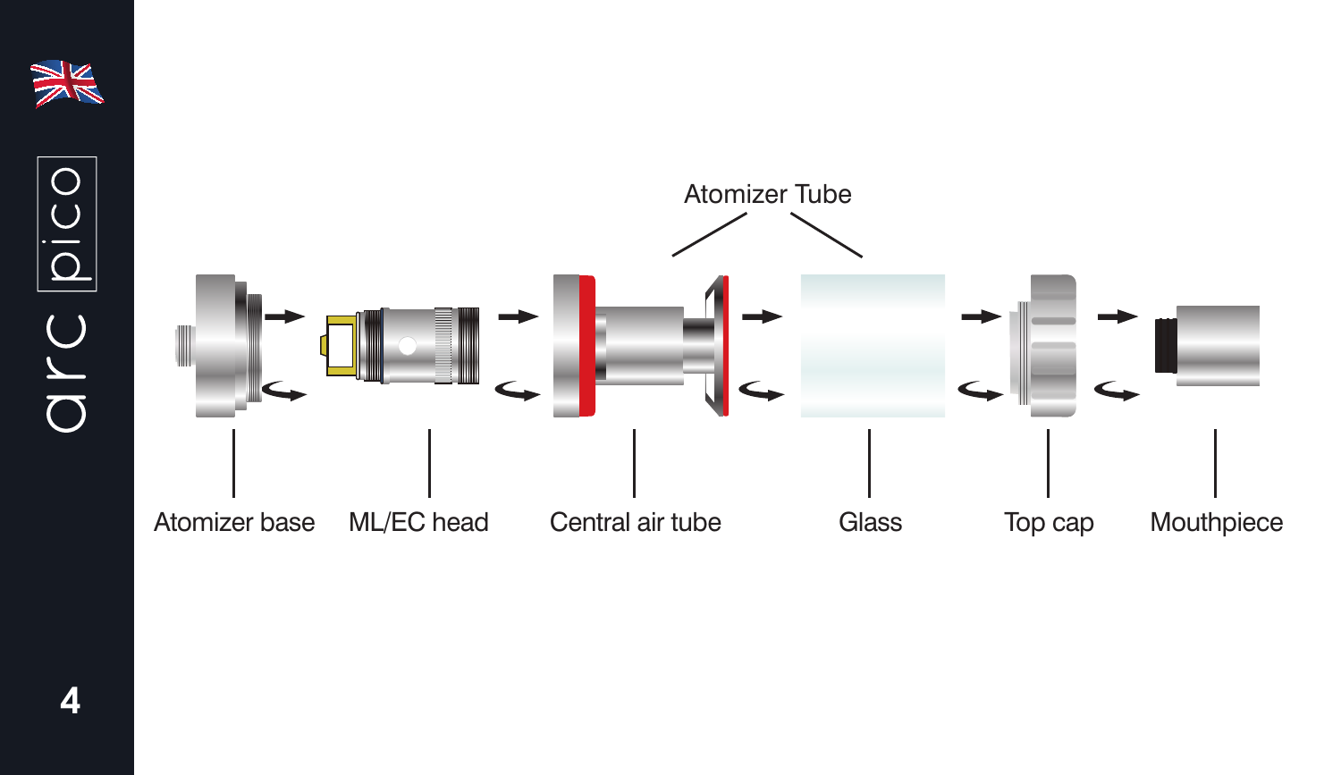Atomizer Tube

Atomizer base

ML/EC head

Central air tube

Glass

Top cap

Mouthpiece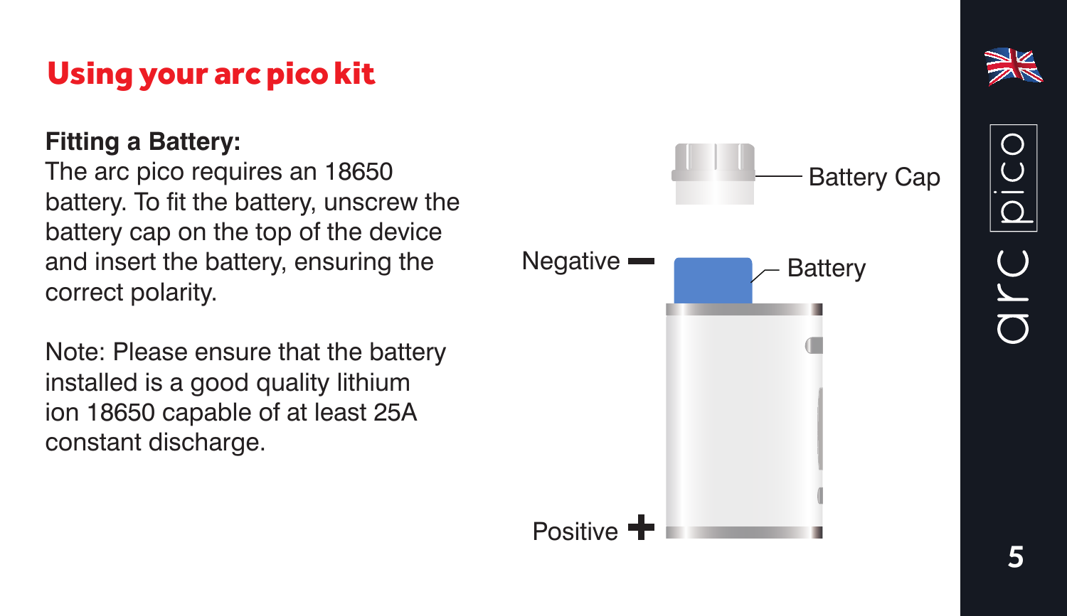# Using your arc pico kit

**Fitting a Battery:**
The arc pico requires an 18650 battery. To fit the battery, unscrew the battery cap on the top of the device and insert the battery, ensuring the correct polarity.

Note: Please ensure that the battery installed is a good quality lithium ion 18650 capable of at least 25A constant discharge.

Battery Cap

Negative —

Battery

Positive +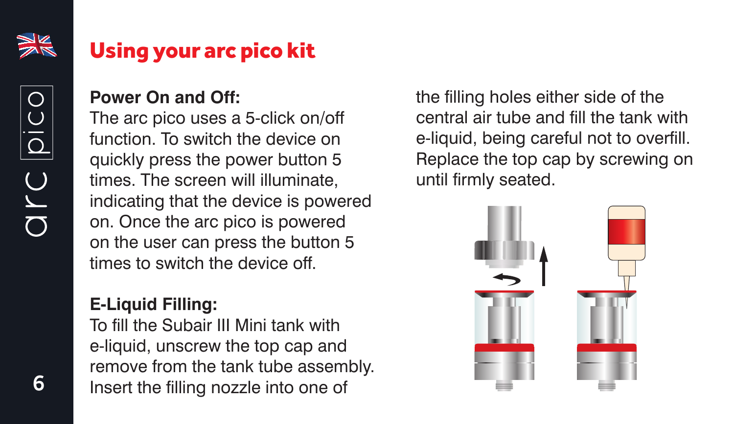## Using your arc pico kit

**Power On and Off:**
The arc pico uses a 5-click on/off function. To switch the device on quickly press the power button 5 times. The screen will illuminate, indicating that the device is powered on. Once the arc pico is powered on the user can press the button 5 times to switch the device off.

**E-Liquid Filling:**
To fill the Subair III Mini tank with e-liquid, unscrew the top cap and remove from the tank tube assembly. Insert the filling nozzle into one of the filling holes either side of the central air tube and fill the tank with e-liquid, being careful not to overfill. Replace the top cap by screwing on until firmly seated.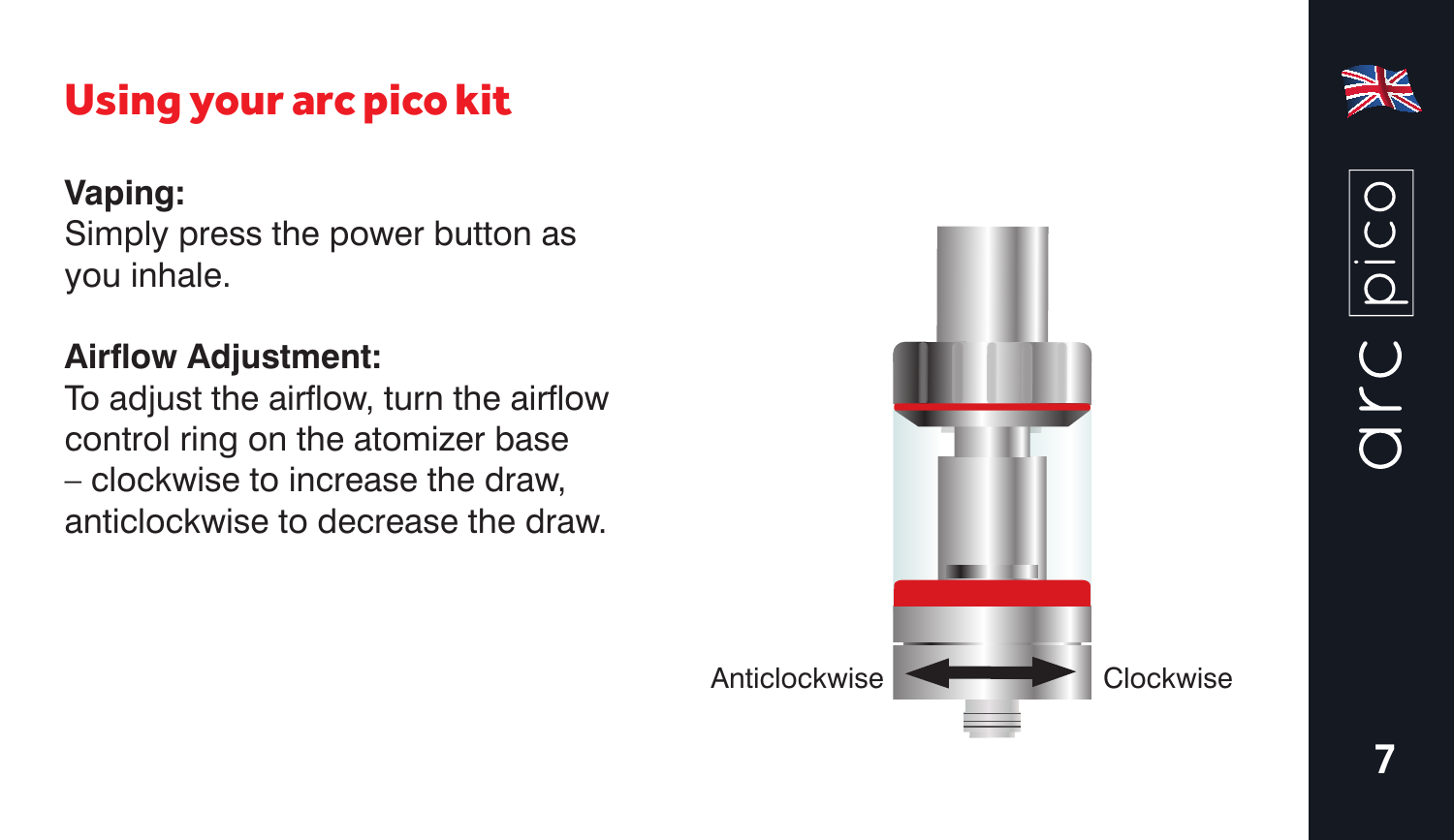# Using your arc pico kit

**Vaping:**
Simply press the power button as you inhale.

**Airflow Adjustment:**
To adjust the airflow, turn the airflow control ring on the atomizer base – clockwise to increase the draw, anticlockwise to decrease the draw.

Anticlockwise Clockwise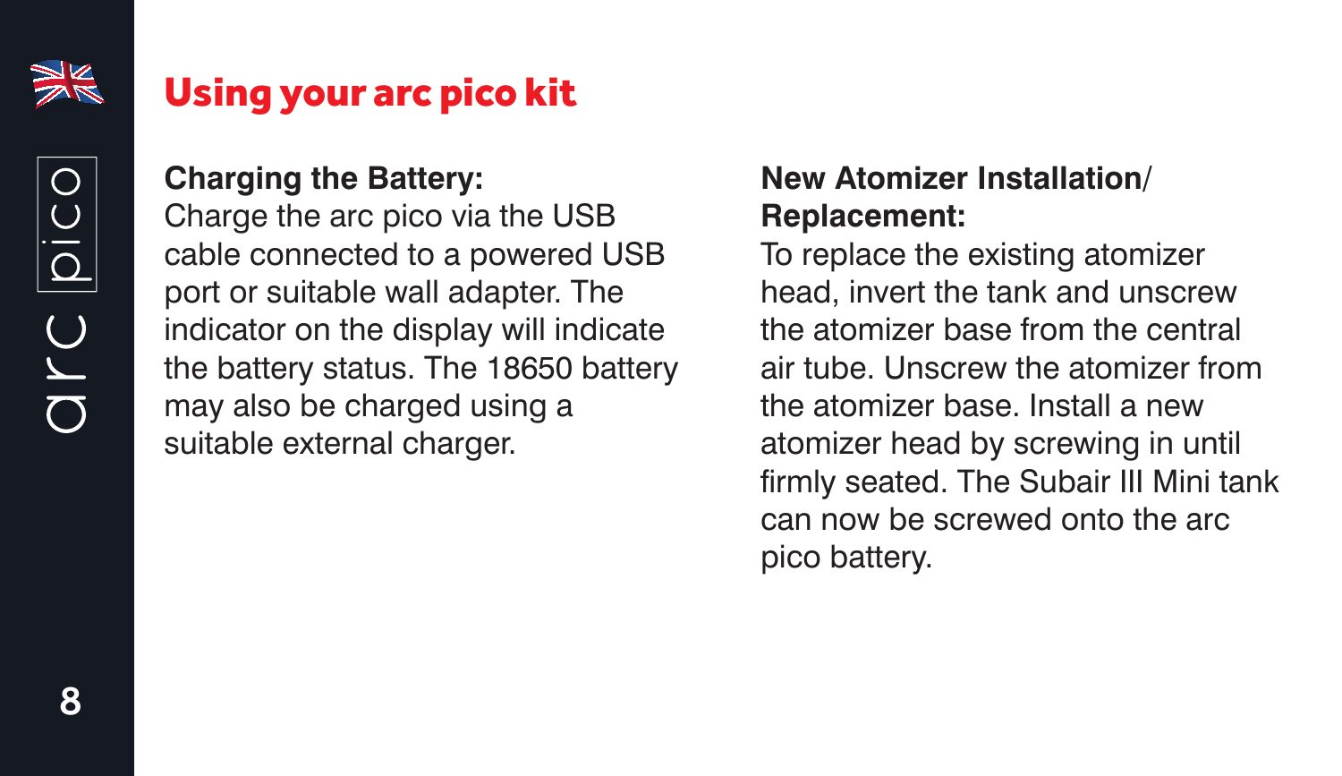# Using your arc pico kit

**Charging the Battery:**
Charge the arc pico via the USB cable connected to a powered USB port or suitable wall adapter. The indicator on the display will indicate the battery status. The 18650 battery may also be charged using a suitable external charger.

**New Atomizer Installation/ Replacement:**
To replace the existing atomizer head, invert the tank and unscrew the atomizer base from the central air tube. Unscrew the atomizer from the atomizer base. Install a new atomizer head by screwing in until firmly seated. The Subair III Mini tank can now be screwed onto the arc pico battery.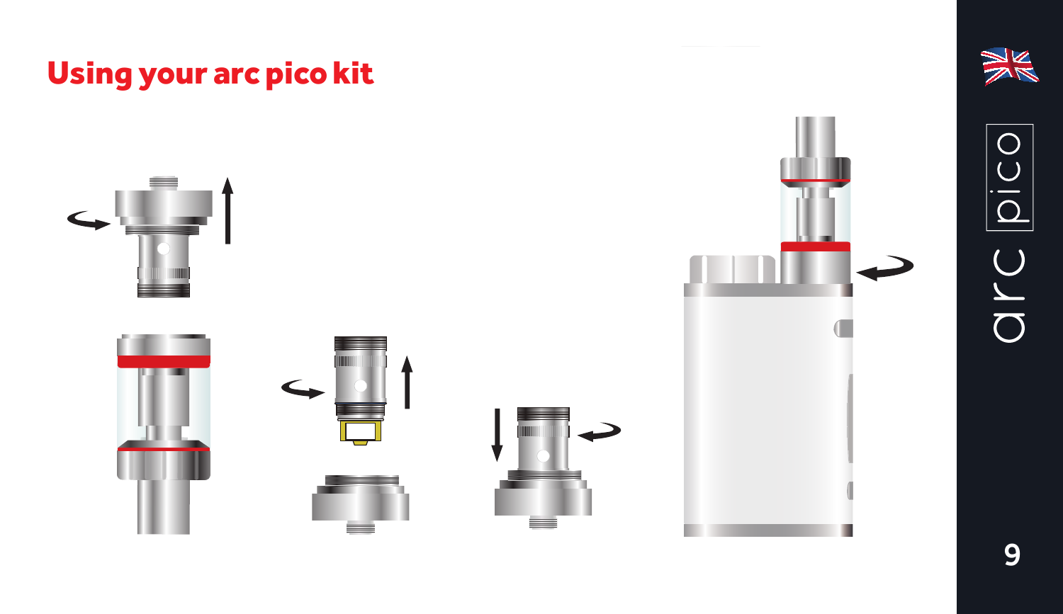# Using your arc pico kit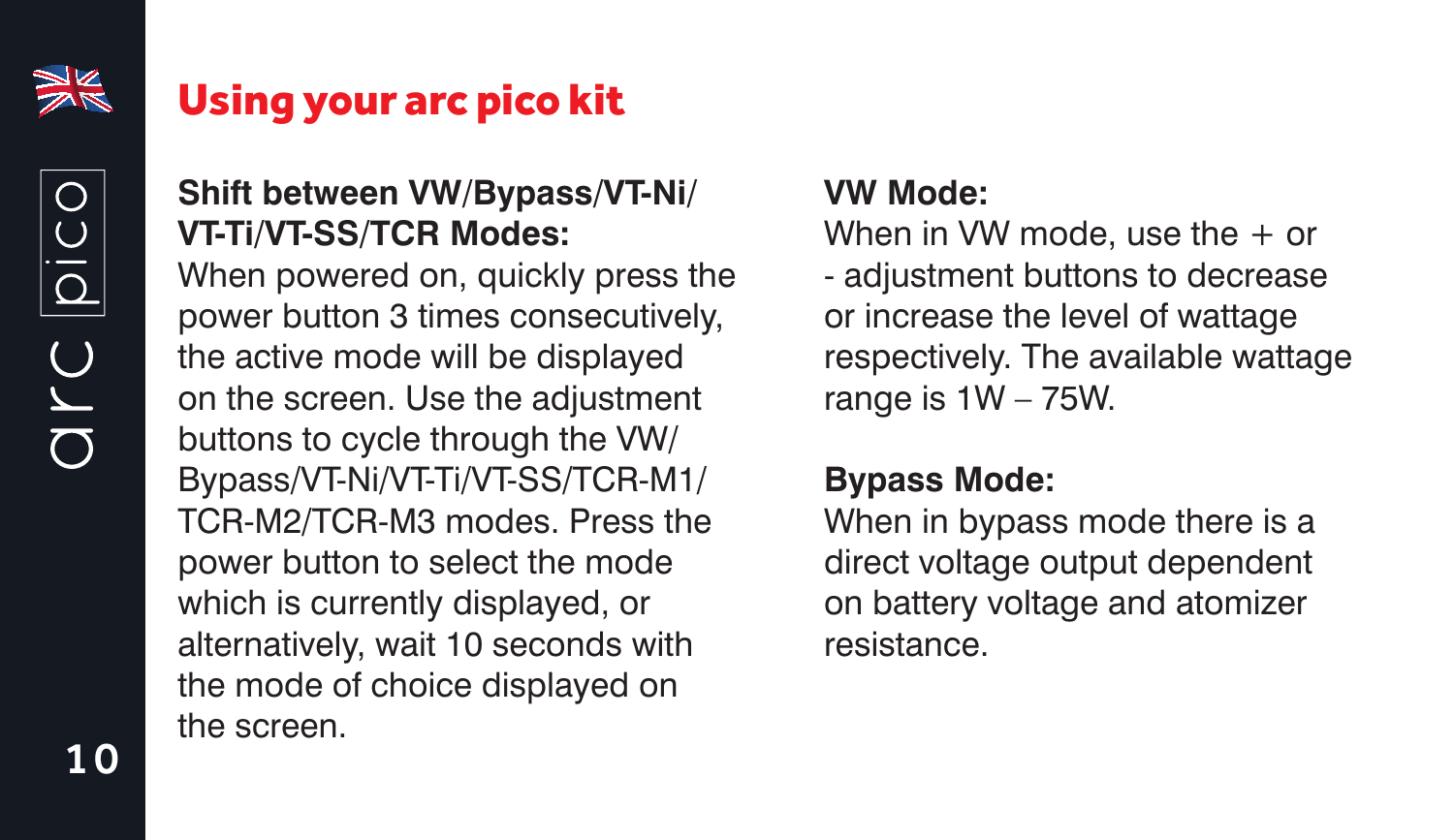# Using your arc pico kit

**Shift between VW/Bypass/VT-Ni/VT-Ti/VT-SS/TCR Modes:**
When powered on, quickly press the power button 3 times consecutively, the active mode will be displayed on the screen. Use the adjustment buttons to cycle through the VW/Bypass/VT-Ni/VT-Ti/VT-SS/TCR-M1/TCR-M2/TCR-M3 modes. Press the power button to select the mode which is currently displayed, or alternatively, wait 10 seconds with the mode of choice displayed on the screen.

**VW Mode:**
When in VW mode, use the + or - adjustment buttons to decrease or increase the level of wattage respectively. The available wattage range is 1W – 75W.

**Bypass Mode:**
When in bypass mode there is a direct voltage output dependent on battery voltage and atomizer resistance.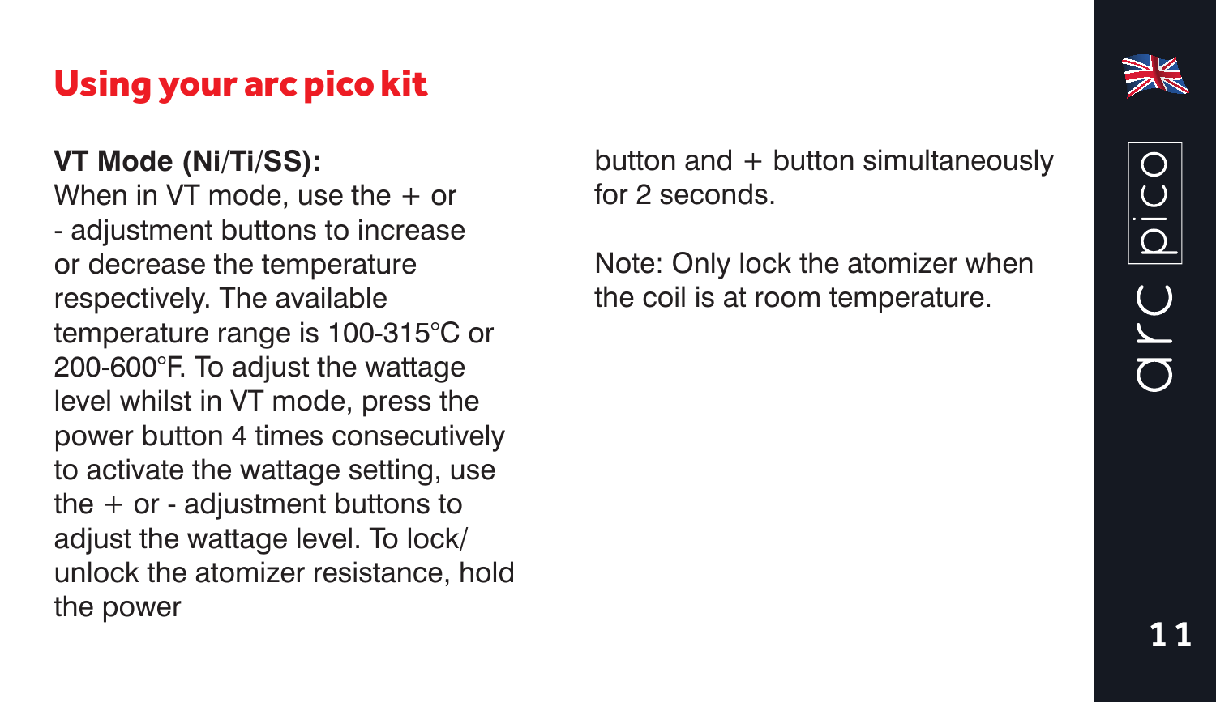## Using your arc pico kit

**VT Mode (Ni/Ti/SS):**
When in VT mode, use the + or - adjustment buttons to increase or decrease the temperature respectively. The available temperature range is 100-315°C or 200-600°F. To adjust the wattage level whilst in VT mode, press the power button 4 times consecutively to activate the wattage setting, use the + or - adjustment buttons to adjust the wattage level. To lock/unlock the atomizer resistance, hold the power button and + button simultaneously for 2 seconds.

Note: Only lock the atomizer when the coil is at room temperature.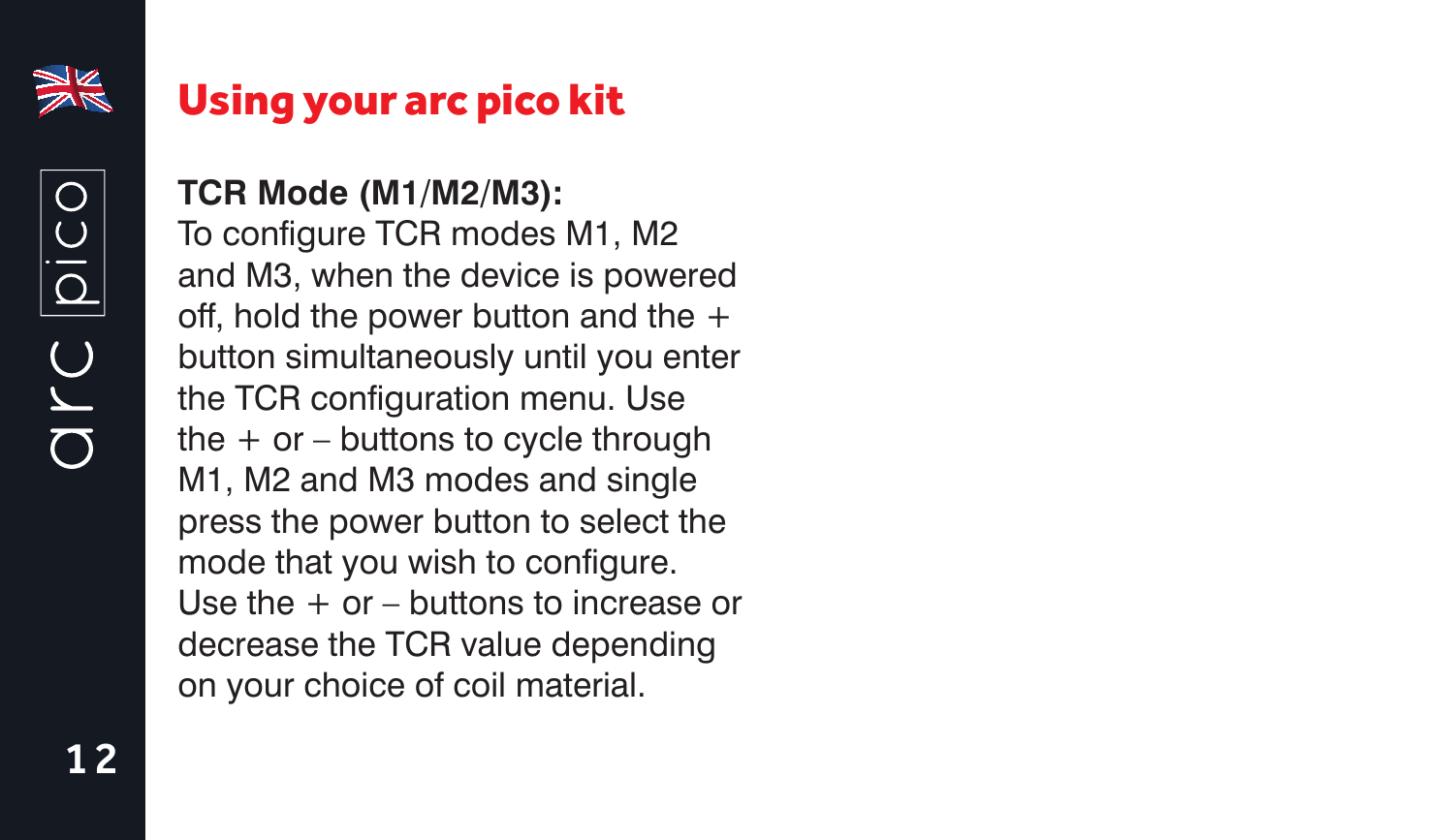## Using your arc pico kit

**TCR Mode (M1/M2/M3):**
To configure TCR modes M1, M2 and M3, when the device is powered off, hold the power button and the + button simultaneously until you enter the TCR configuration menu. Use the + or – buttons to cycle through M1, M2 and M3 modes and single press the power button to select the mode that you wish to configure. Use the + or – buttons to increase or decrease the TCR value depending on your choice of coil material.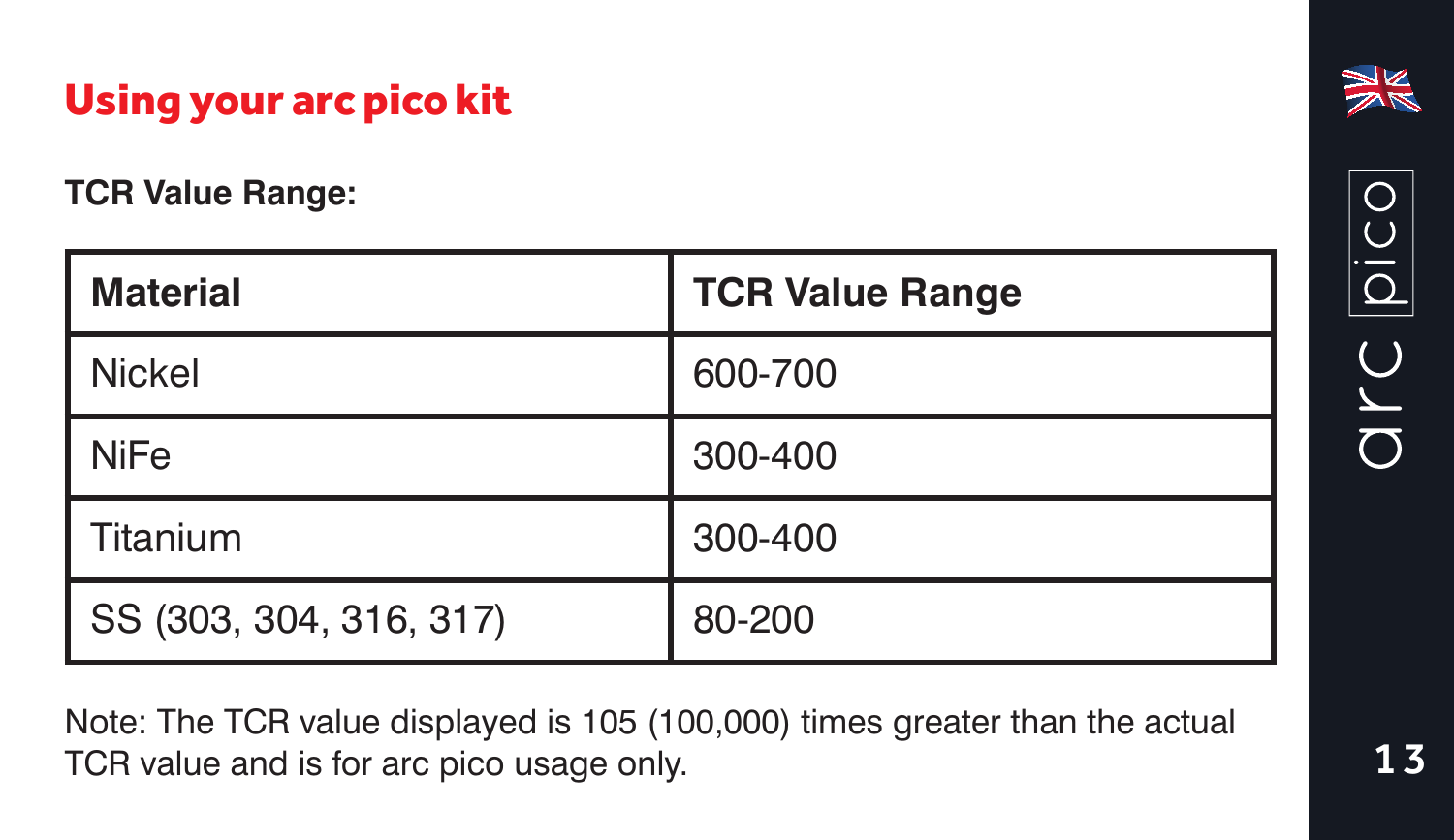## Using your arc pico kit

**TCR Value Range:**

| Material | TCR Value Range |
|---|---|
| Nickel | 600-700 |
| NiFe | 300-400 |
| Titanium | 300-400 |
| SS (303, 304, 316, 317) | 80-200 |

Note: The TCR value displayed is 105 (100,000) times greater than the actual TCR value and is for arc pico usage only.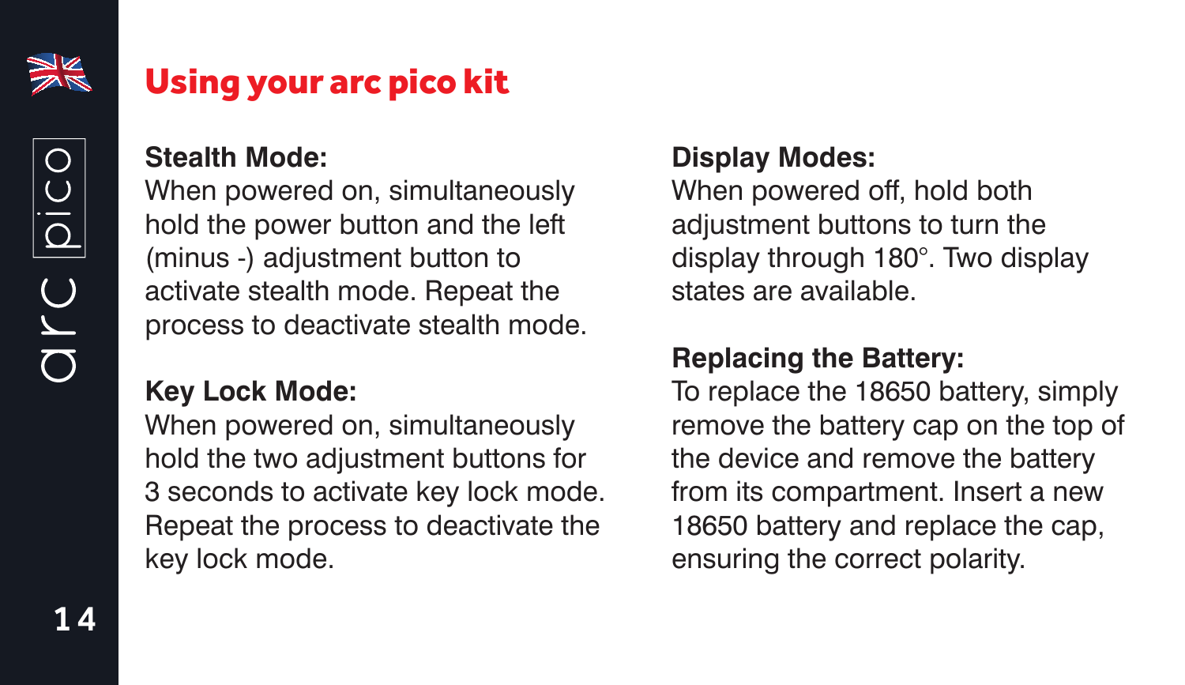# Using your arc pico kit

**Stealth Mode:**
When powered on, simultaneously hold the power button and the left (minus -) adjustment button to activate stealth mode. Repeat the process to deactivate stealth mode.

**Key Lock Mode:**
When powered on, simultaneously hold the two adjustment buttons for 3 seconds to activate key lock mode. Repeat the process to deactivate the key lock mode.

**Display Modes:**
When powered off, hold both adjustment buttons to turn the display through 180°. Two display states are available.

**Replacing the Battery:**
To replace the 18650 battery, simply remove the battery cap on the top of the device and remove the battery from its compartment. Insert a new 18650 battery and replace the cap, ensuring the correct polarity.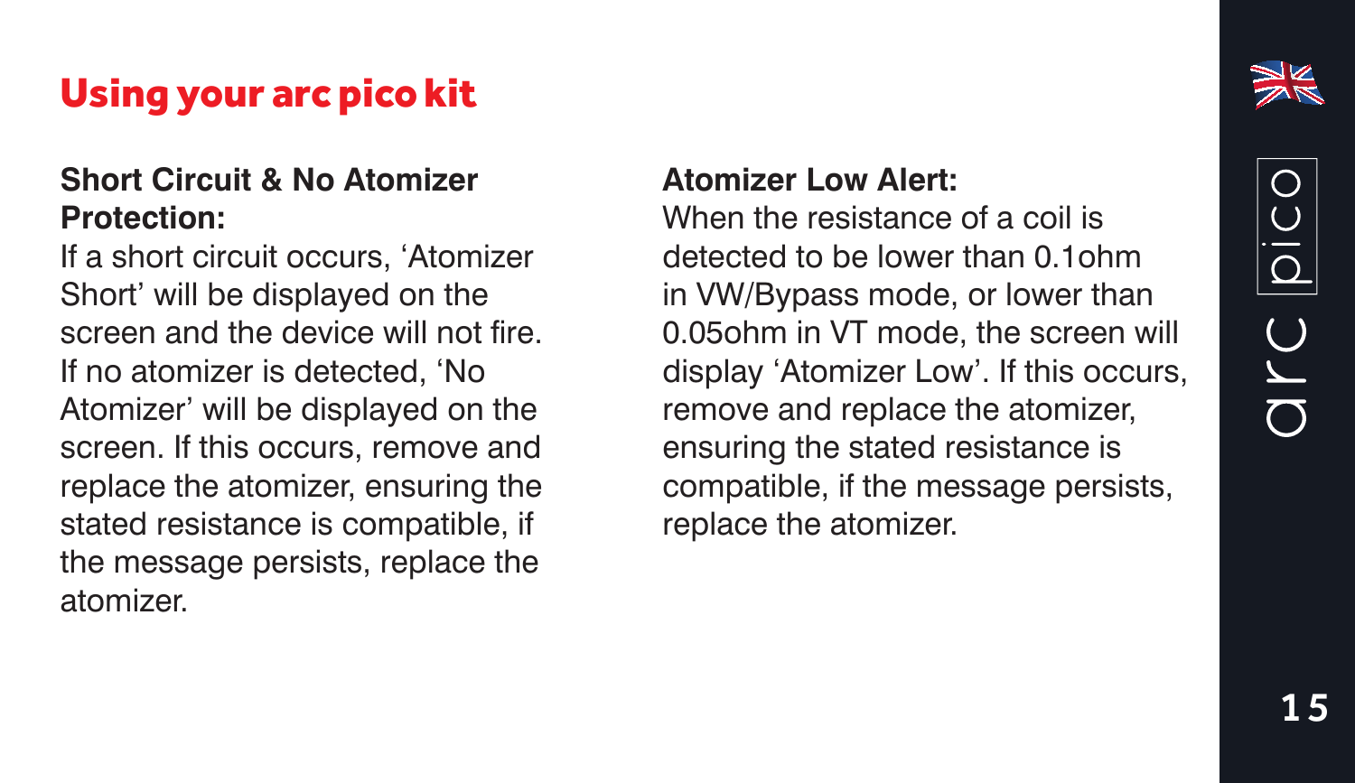# Using your arc pico kit

**Short Circuit & No Atomizer Protection:**
If a short circuit occurs, 'Atomizer Short' will be displayed on the screen and the device will not fire. If no atomizer is detected, 'No Atomizer' will be displayed on the screen. If this occurs, remove and replace the atomizer, ensuring the stated resistance is compatible, if the message persists, replace the atomizer.

**Atomizer Low Alert:**
When the resistance of a coil is detected to be lower than 0.1ohm in VW/Bypass mode, or lower than 0.05ohm in VT mode, the screen will display 'Atomizer Low'. If this occurs, remove and replace the atomizer, ensuring the stated resistance is compatible, if the message persists, replace the atomizer.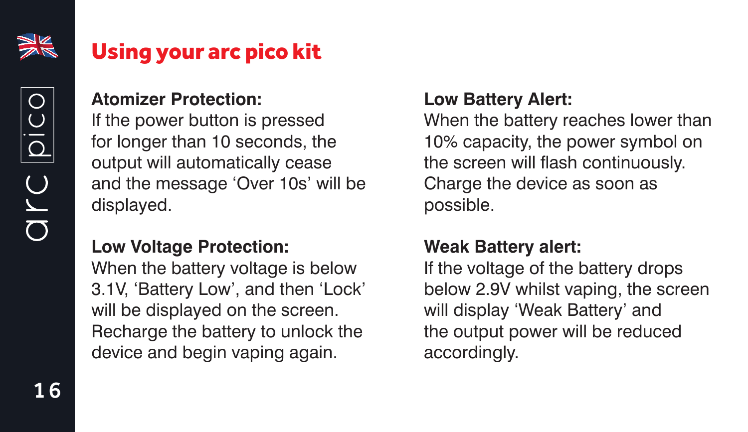# Using your arc pico kit

**Atomizer Protection:**
If the power button is pressed for longer than 10 seconds, the output will automatically cease and the message ‘Over 10s’ will be displayed.

**Low Voltage Protection:**
When the battery voltage is below 3.1V, ‘Battery Low’, and then ‘Lock’ will be displayed on the screen. Recharge the battery to unlock the device and begin vaping again.

**Low Battery Alert:**
When the battery reaches lower than 10% capacity, the power symbol on the screen will flash continuously. Charge the device as soon as possible.

**Weak Battery alert:**
If the voltage of the battery drops below 2.9V whilst vaping, the screen will display ‘Weak Battery’ and the output power will be reduced accordingly.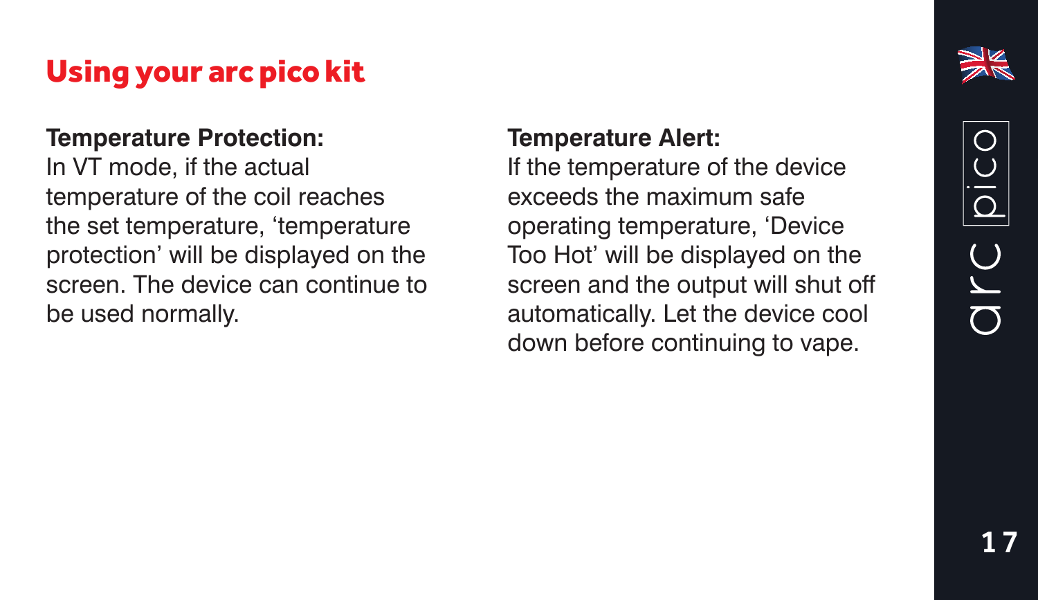# Using your arc pico kit

**Temperature Protection:**
In VT mode, if the actual temperature of the coil reaches the set temperature, 'temperature protection' will be displayed on the screen. The device can continue to be used normally.

**Temperature Alert:**
If the temperature of the device exceeds the maximum safe operating temperature, 'Device Too Hot' will be displayed on the screen and the output will shut off automatically. Let the device cool down before continuing to vape.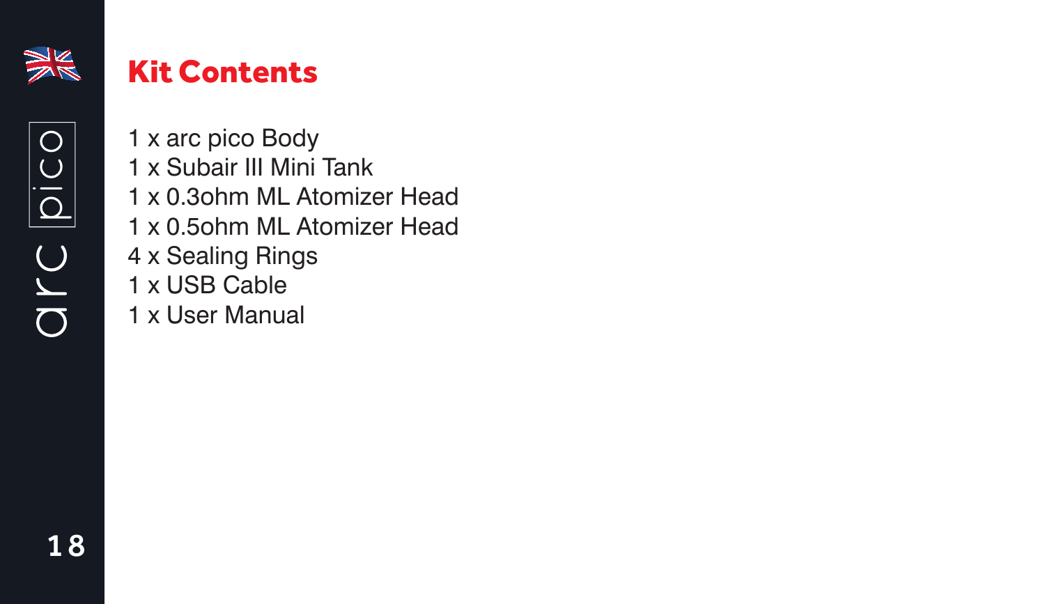## Kit Contents

1 x arc pico Body
1 x Subair III Mini Tank
1 x 0.3ohm ML Atomizer Head
1 x 0.5ohm ML Atomizer Head
4 x Sealing Rings
1 x USB Cable
1 x User Manual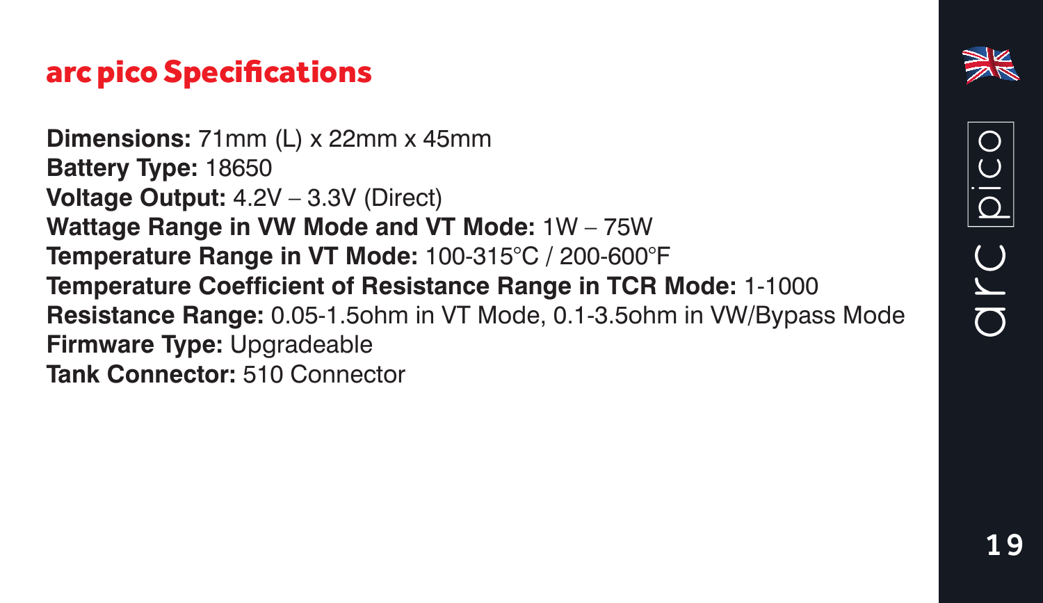## arc pico Specifications

**Dimensions:** 71mm (L) x 22mm x 45mm
**Battery Type:** 18650
**Voltage Output:** 4.2V – 3.3V (Direct)
**Wattage Range in VW Mode and VT Mode:** 1W – 75W
**Temperature Range in VT Mode:** 100-315°C / 200-600°F
**Temperature Coefficient of Resistance Range in TCR Mode:** 1-1000
**Resistance Range:** 0.05-1.5ohm in VT Mode, 0.1-3.5ohm in VW/Bypass Mode
**Firmware Type:** Upgradeable
**Tank Connector:** 510 Connector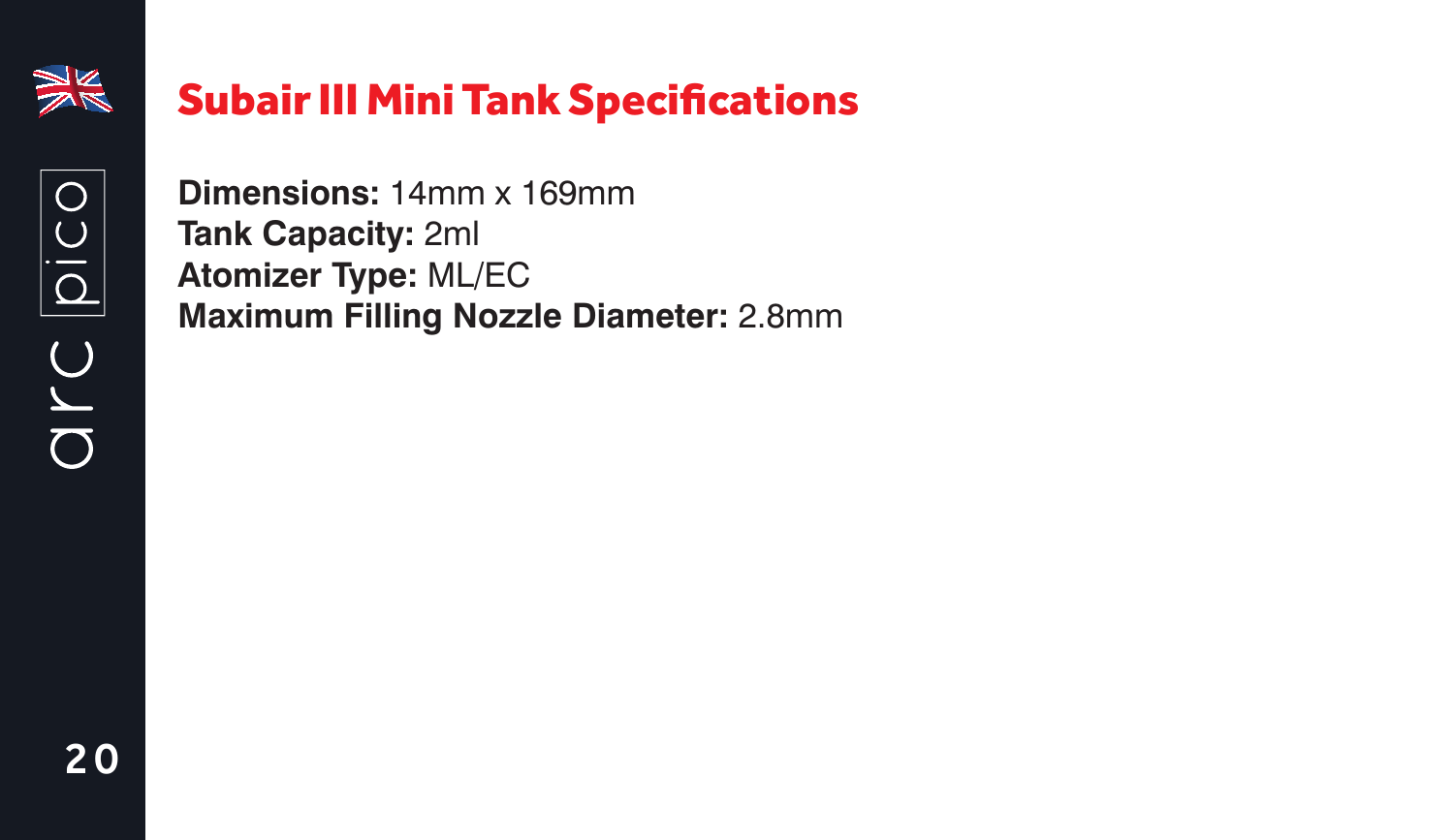## Subair III Mini Tank Specifications

**Dimensions:** 14mm x 169mm
**Tank Capacity:** 2ml
**Atomizer Type:** ML/EC
**Maximum Filling Nozzle Diameter:** 2.8mm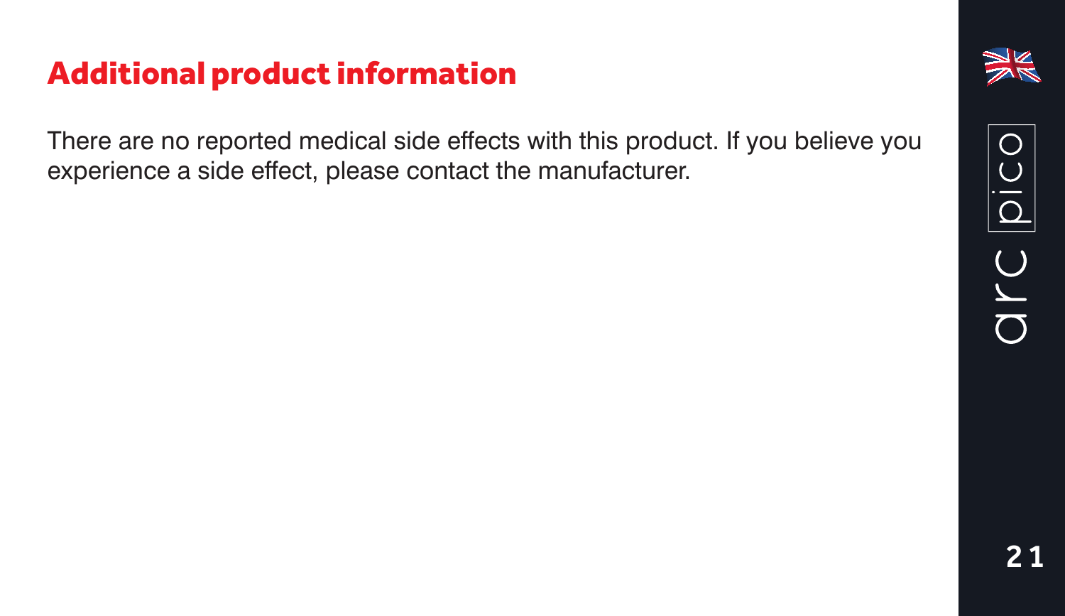## Additional product information

There are no reported medical side effects with this product. If you believe you experience a side effect, please contact the manufacturer.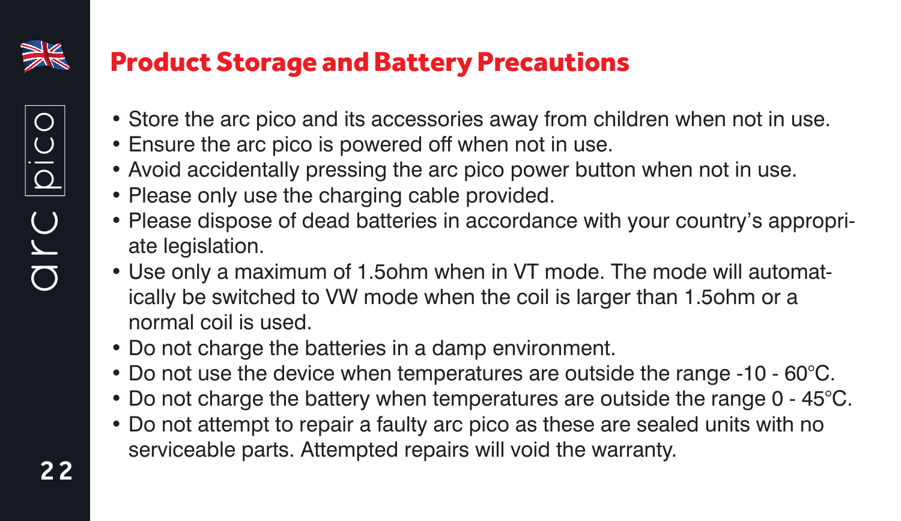## Product Storage and Battery Precautions

- Store the arc pico and its accessories away from children when not in use.
- Ensure the arc pico is powered off when not in use.
- Avoid accidentally pressing the arc pico power button when not in use.
- Please only use the charging cable provided.
- Please dispose of dead batteries in accordance with your country's appropriate legislation.
- Use only a maximum of 1.5ohm when in VT mode. The mode will automatically be switched to VW mode when the coil is larger than 1.5ohm or a normal coil is used.
- Do not charge the batteries in a damp environment.
- Do not use the device when temperatures are outside the range -10 - 60°C.
- Do not charge the battery when temperatures are outside the range 0 - 45°C.
- Do not attempt to repair a faulty arc pico as these are sealed units with no serviceable parts. Attempted repairs will void the warranty.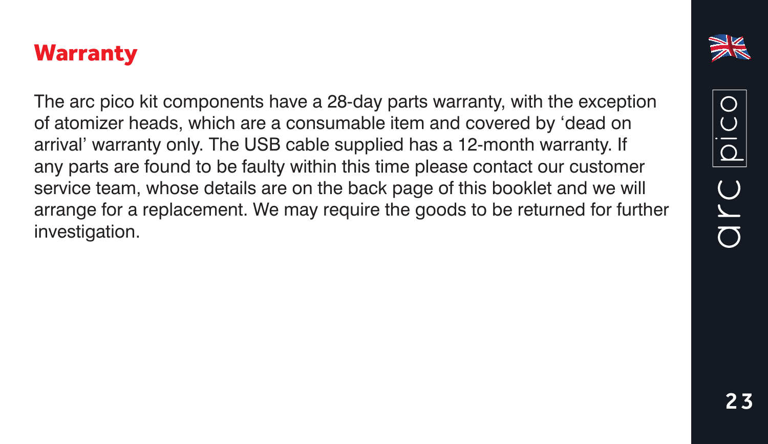## Warranty

The arc pico kit components have a 28-day parts warranty, with the exception of atomizer heads, which are a consumable item and covered by 'dead on arrival' warranty only. The USB cable supplied has a 12-month warranty. If any parts are found to be faulty within this time please contact our customer service team, whose details are on the back page of this booklet and we will arrange for a replacement. We may require the goods to be returned for further investigation.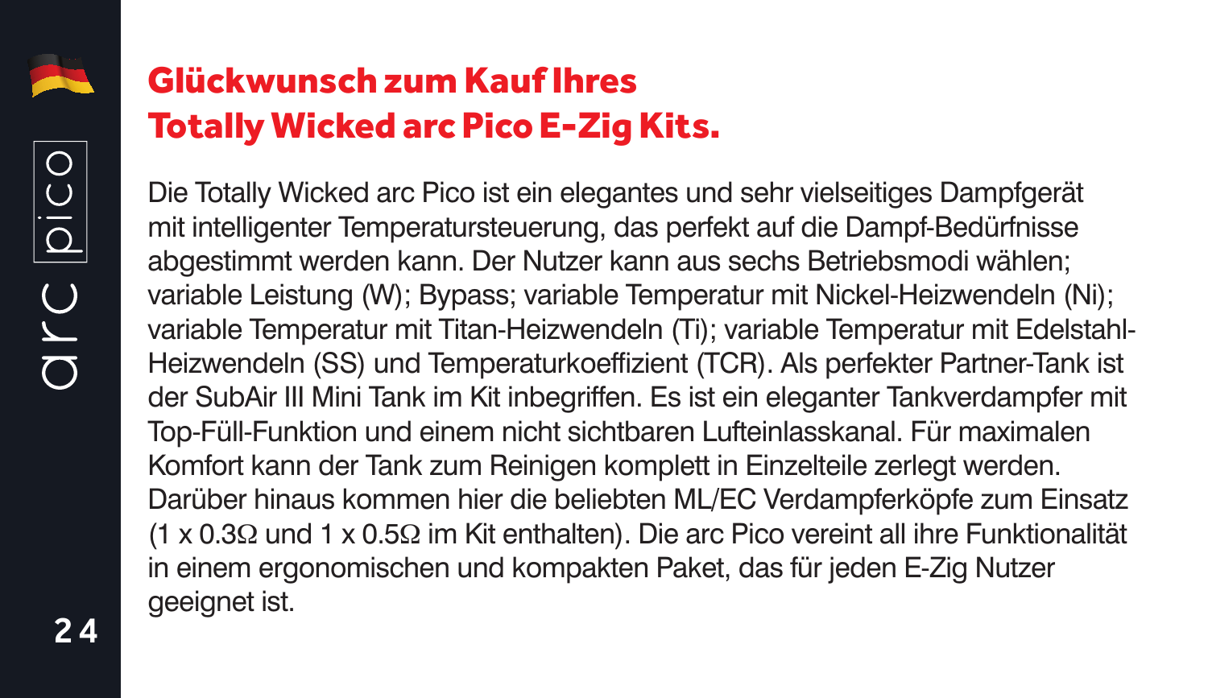# Glückwunsch zum Kauf Ihres Totally Wicked arc Pico E-Zig Kits.

Die Totally Wicked arc Pico ist ein elegantes und sehr vielseitiges Dampfgerät mit intelligenter Temperatursteuerung, das perfekt auf die Dampf-Bedürfnisse abgestimmt werden kann. Der Nutzer kann aus sechs Betriebsmodi wählen; variable Leistung (W); Bypass; variable Temperatur mit Nickel-Heizwendeln (Ni); variable Temperatur mit Titan-Heizwendeln (Ti); variable Temperatur mit Edelstahl-Heizwendeln (SS) und Temperaturkoeffizient (TCR). Als perfekter Partner-Tank ist der SubAir III Mini Tank im Kit inbegriffen. Es ist ein eleganter Tankverdampfer mit Top-Füll-Funktion und einem nicht sichtbaren Lufteinlasskanal. Für maximalen Komfort kann der Tank zum Reinigen komplett in Einzelteile zerlegt werden. Darüber hinaus kommen hier die beliebten ML/EC Verdampferköpfe zum Einsatz (1 x 0.3Ω und 1 x 0.5Ω im Kit enthalten). Die arc Pico vereint all ihre Funktionalität in einem ergonomischen und kompakten Paket, das für jeden E-Zig Nutzer geeignet ist.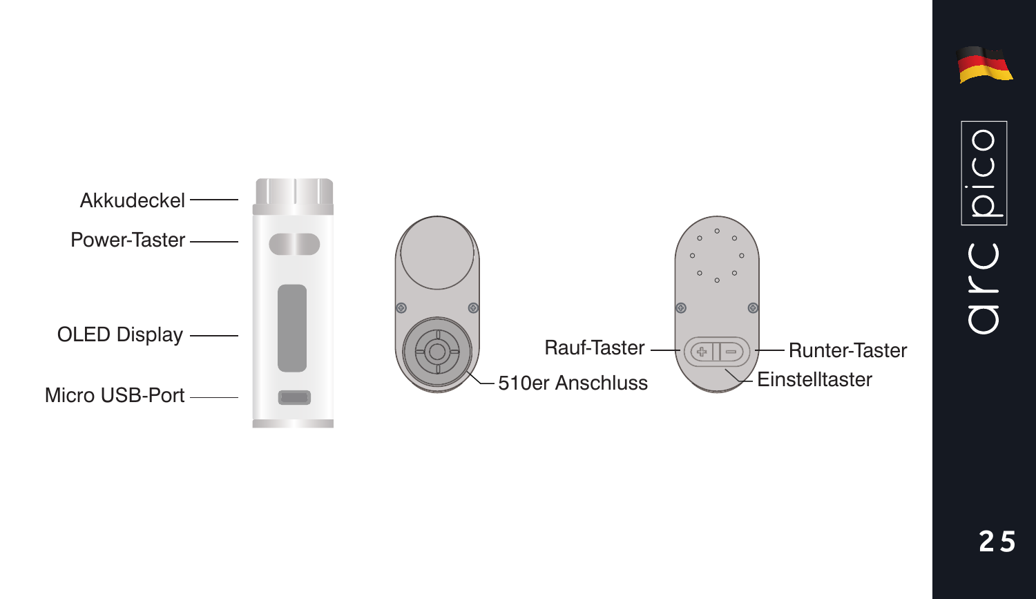Akkudeckel

Power-Taster

OLED Display

Micro USB-Port

510er Anschluss

Rauf-Taster

Runter-Taster

Einstelltaster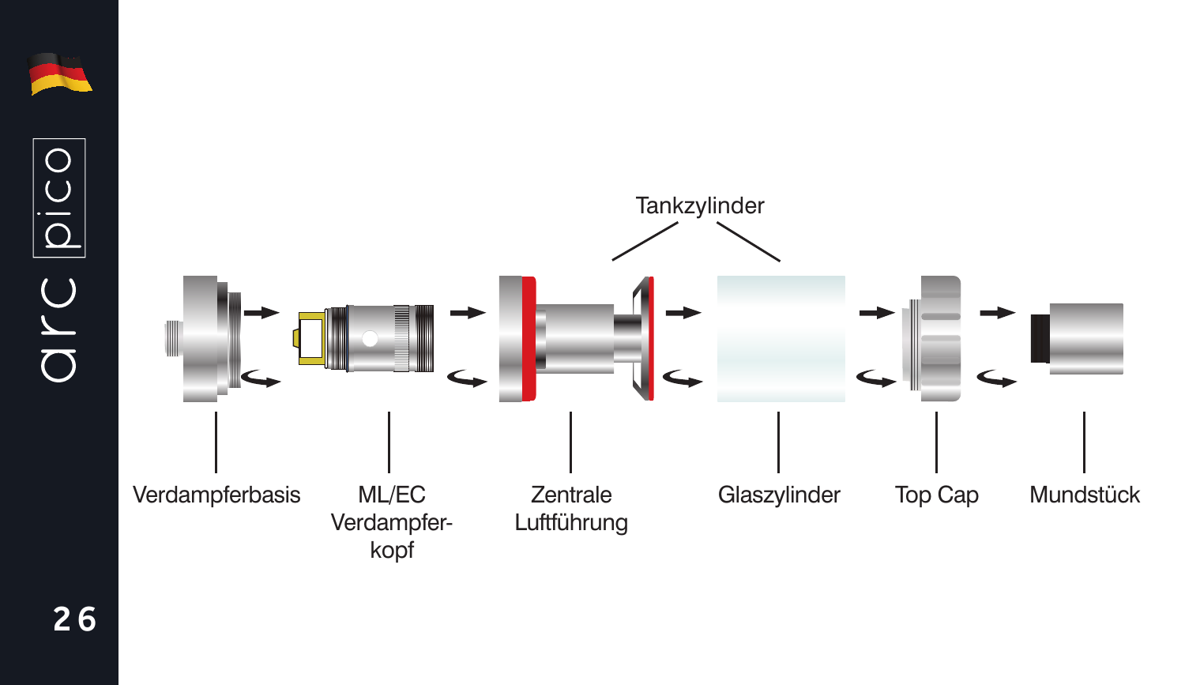Tankzylinder

Verdampferbasis

ML/EC Verdampfer-kopf

Zentrale Luftführung

Glaszylinder

Top Cap

Mundstück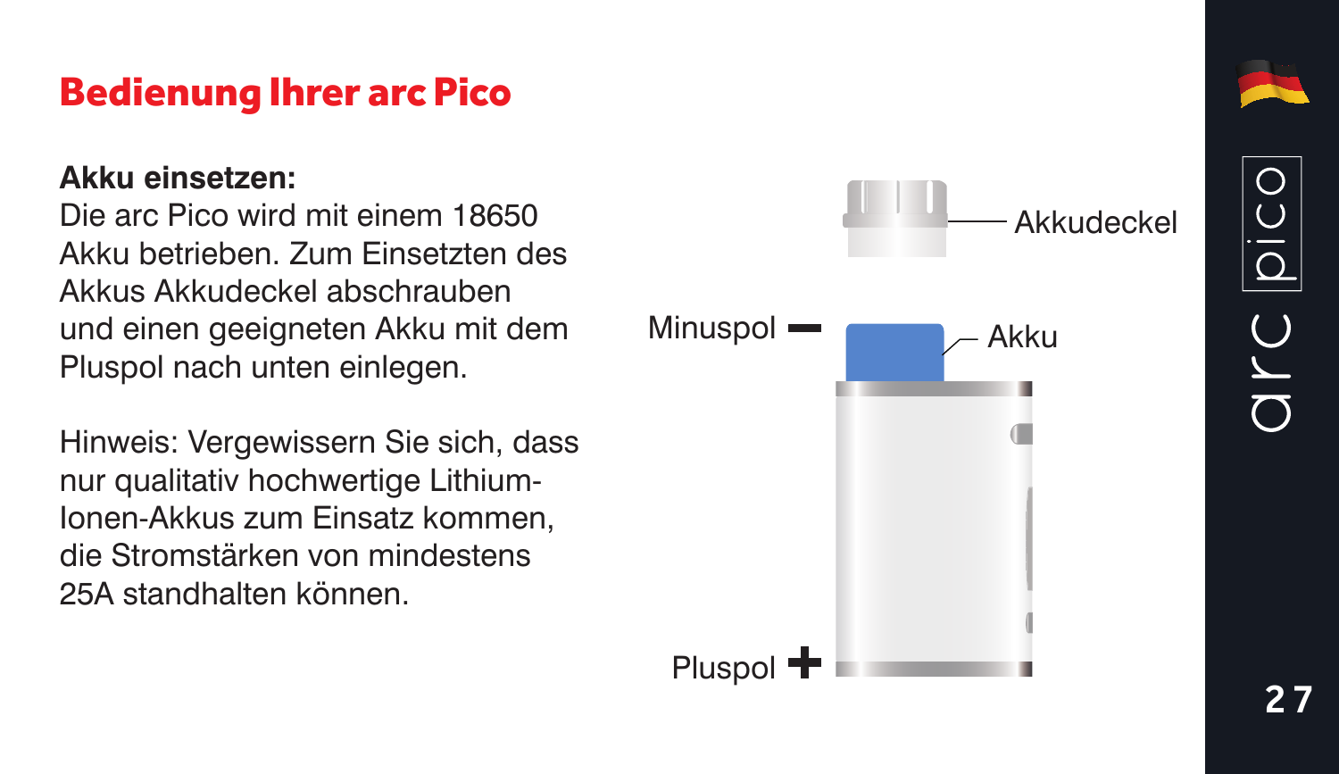# Bedienung Ihrer arc Pico

**Akku einsetzen:**
Die arc Pico wird mit einem 18650 Akku betrieben. Zum Einsetzten des Akkus Akkudeckel abschrauben und einen geeigneten Akku mit dem Pluspol nach unten einlegen.

Hinweis: Vergewissern Sie sich, dass nur qualitativ hochwertige Lithium-Ionen-Akkus zum Einsatz kommen, die Stromstärken von mindestens 25A standhalten können.

Akkudeckel

Minuspol −

Akku

Pluspol +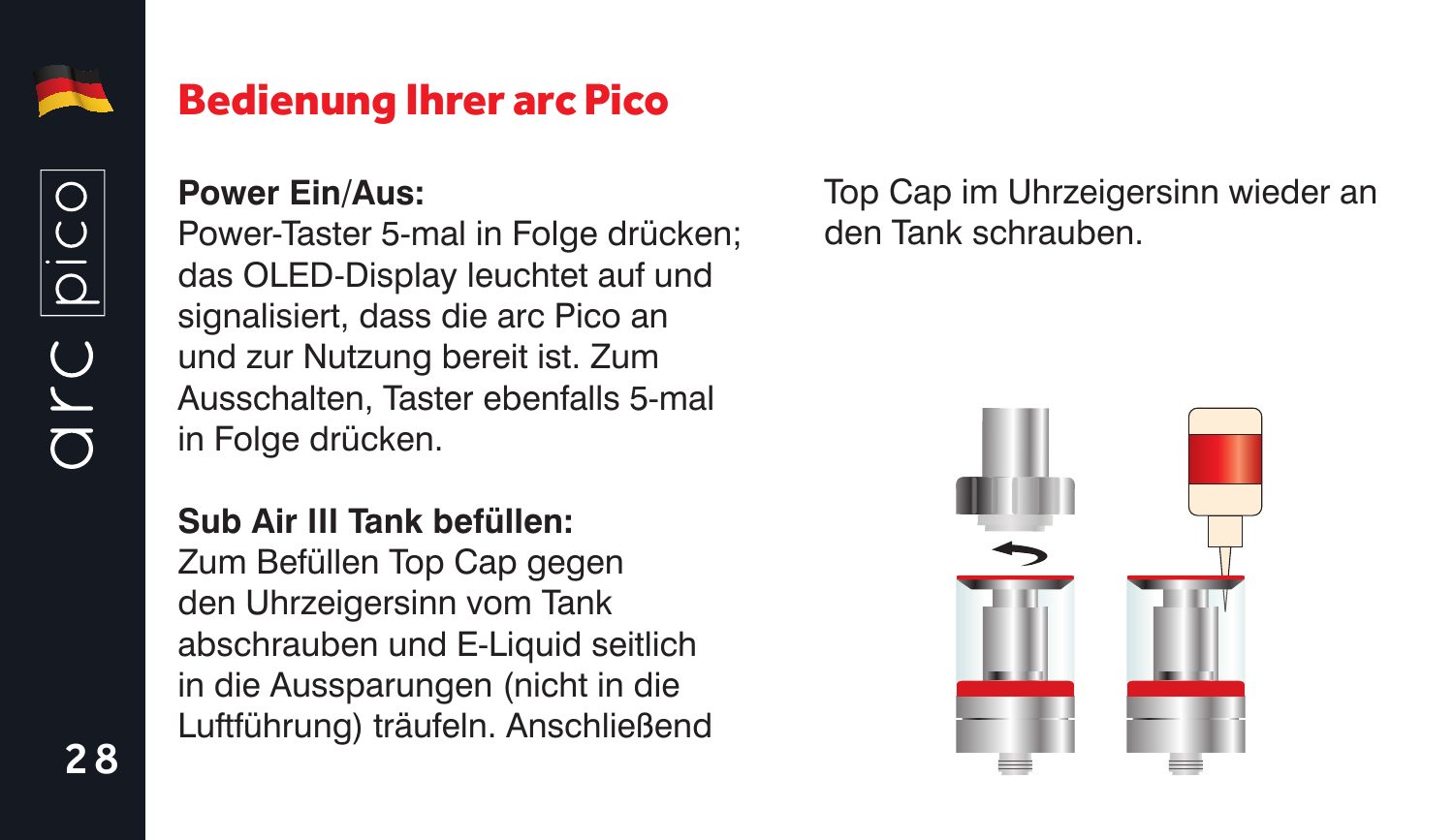# Bedienung Ihrer arc Pico

**Power Ein/Aus:**
Power-Taster 5-mal in Folge drücken; das OLED-Display leuchtet auf und signalisiert, dass die arc Pico an und zur Nutzung bereit ist. Zum Ausschalten, Taster ebenfalls 5-mal in Folge drücken.

**Sub Air III Tank befüllen:**
Zum Befüllen Top Cap gegen den Uhrzeigersinn vom Tank abschrauben und E-Liquid seitlich in die Aussparungen (nicht in die Luftführung) träufeln. Anschließend Top Cap im Uhrzeigersinn wieder an den Tank schrauben.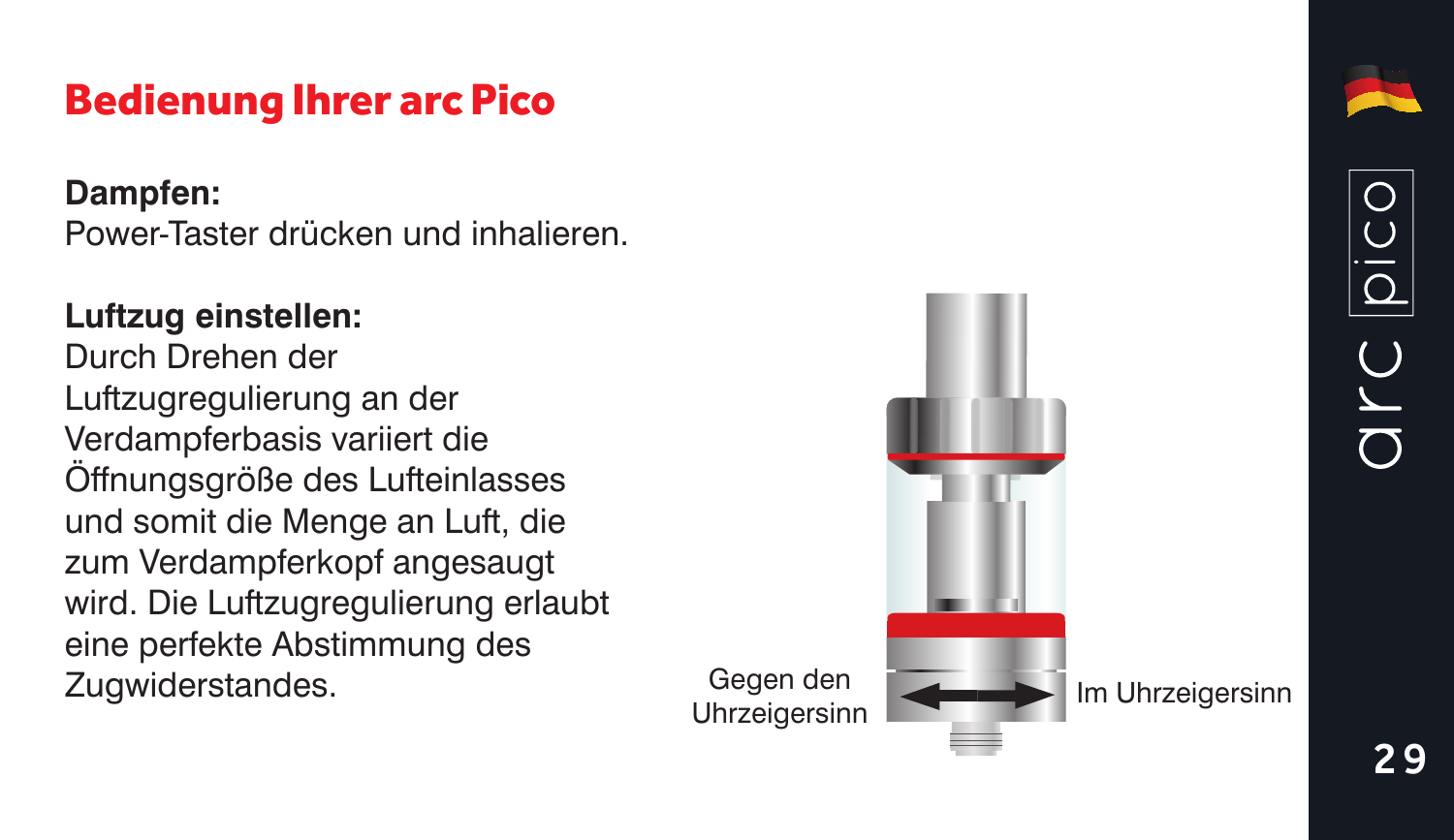# Bedienung Ihrer arc Pico

**Dampfen:**
Power-Taster drücken und inhalieren.

**Luftzug einstellen:**
Durch Drehen der Luftzugregulierung an der Verdampferbasis variiert die Öffnungsgröße des Lufteinlasses und somit die Menge an Luft, die zum Verdampferkopf angesaugt wird. Die Luftzugregulierung erlaubt eine perfekte Abstimmung des Zugwiderstandes.

Gegen den Uhrzeigersinn

Im Uhrzeigersinn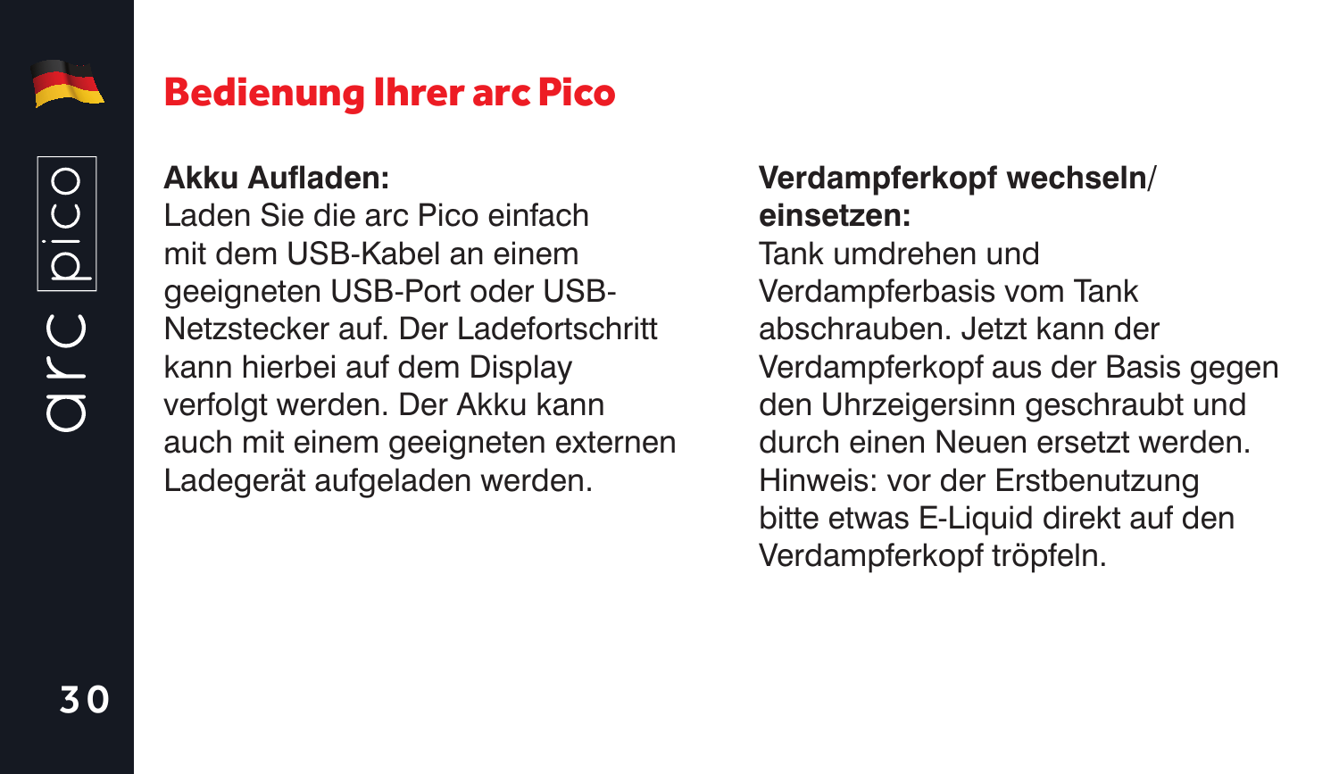# Bedienung Ihrer arc Pico

**Akku Aufladen:**
Laden Sie die arc Pico einfach mit dem USB-Kabel an einem geeigneten USB-Port oder USB-Netzstecker auf. Der Ladefortschritt kann hierbei auf dem Display verfolgt werden. Der Akku kann auch mit einem geeigneten externen Ladegerät aufgeladen werden.

**Verdampferkopf wechseln/ einsetzen:**
Tank umdrehen und Verdampferbasis vom Tank abschrauben. Jetzt kann der Verdampferkopf aus der Basis gegen den Uhrzeigersinn geschraubt und durch einen Neuen ersetzt werden. Hinweis: vor der Erstbenutzung bitte etwas E-Liquid direkt auf den Verdampferkopf tröpfeln.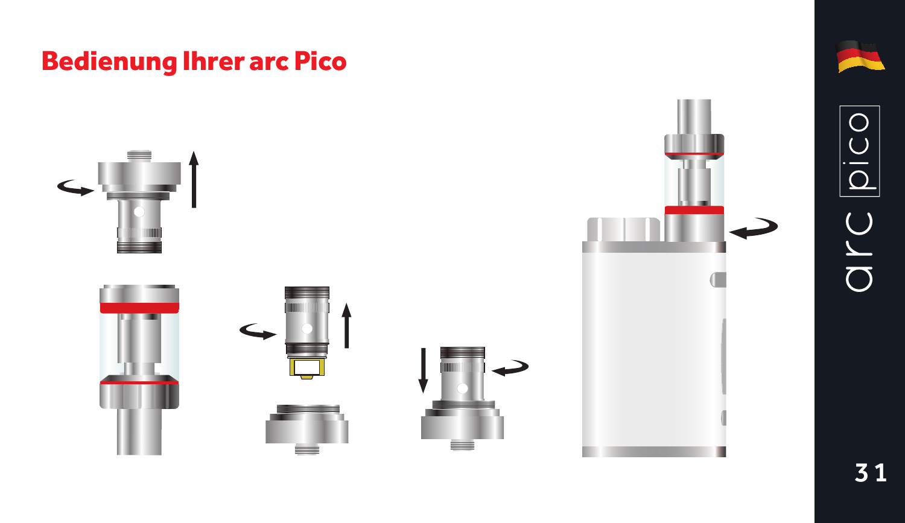# Bedienung Ihrer arc Pico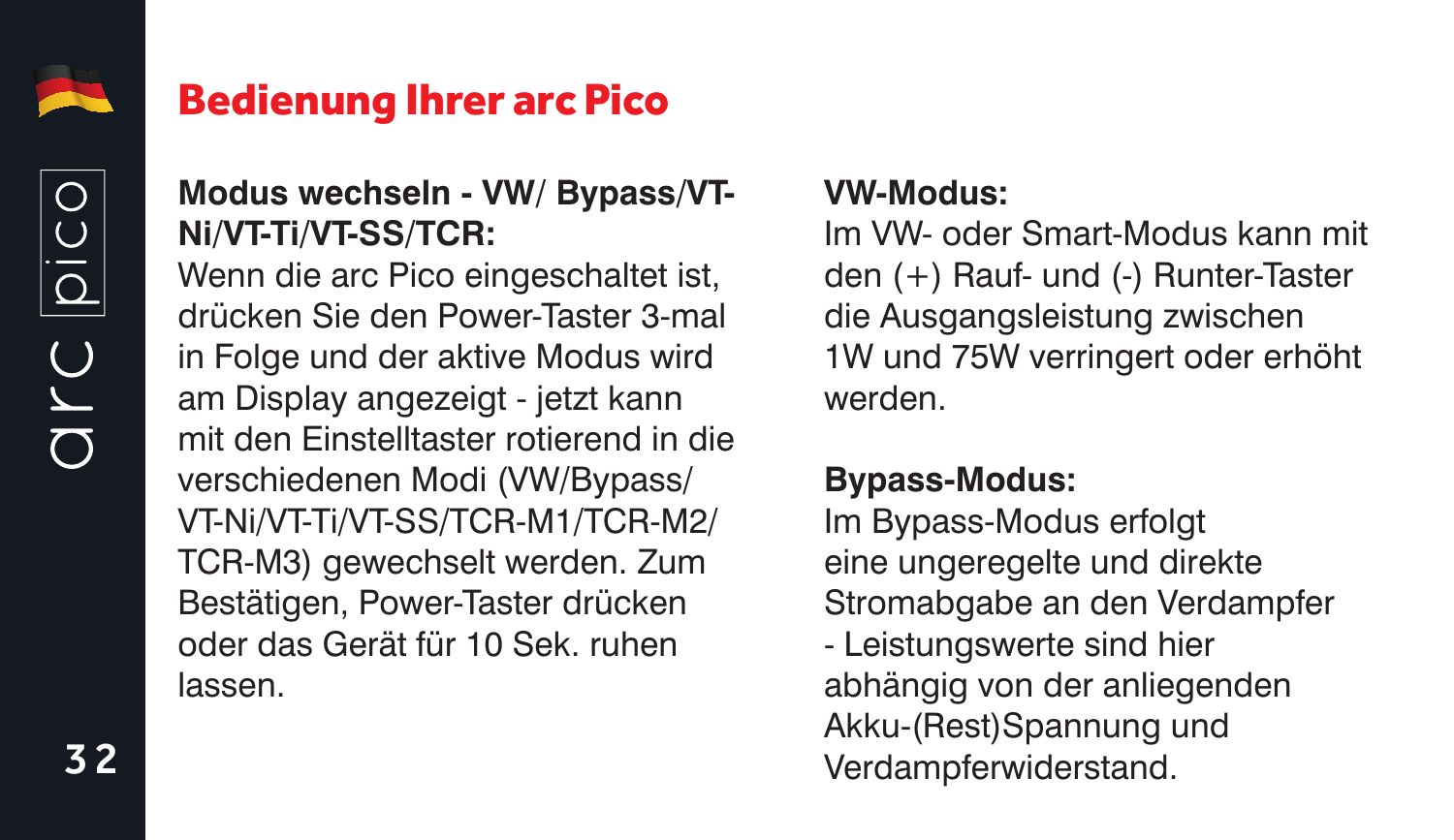# Bedienung Ihrer arc Pico

**Modus wechseln - VW/ Bypass/VT-Ni/VT-Ti/VT-SS/TCR:**
Wenn die arc Pico eingeschaltet ist, drücken Sie den Power-Taster 3-mal in Folge und der aktive Modus wird am Display angezeigt - jetzt kann mit den Einstelltaster rotierend in die verschiedenen Modi (VW/Bypass/VT-Ni/VT-Ti/VT-SS/TCR-M1/TCR-M2/TCR-M3) gewechselt werden. Zum Bestätigen, Power-Taster drücken oder das Gerät für 10 Sek. ruhen lassen.

**VW-Modus:**
Im VW- oder Smart-Modus kann mit den (+) Rauf- und (-) Runter-Taster die Ausgangsleistung zwischen 1W und 75W verringert oder erhöht werden.

**Bypass-Modus:**
Im Bypass-Modus erfolgt eine ungeregelte und direkte Stromabgabe an den Verdampfer - Leistungswerte sind hier abhängig von der anliegenden Akku-(Rest)Spannung und Verdampferwiderstand.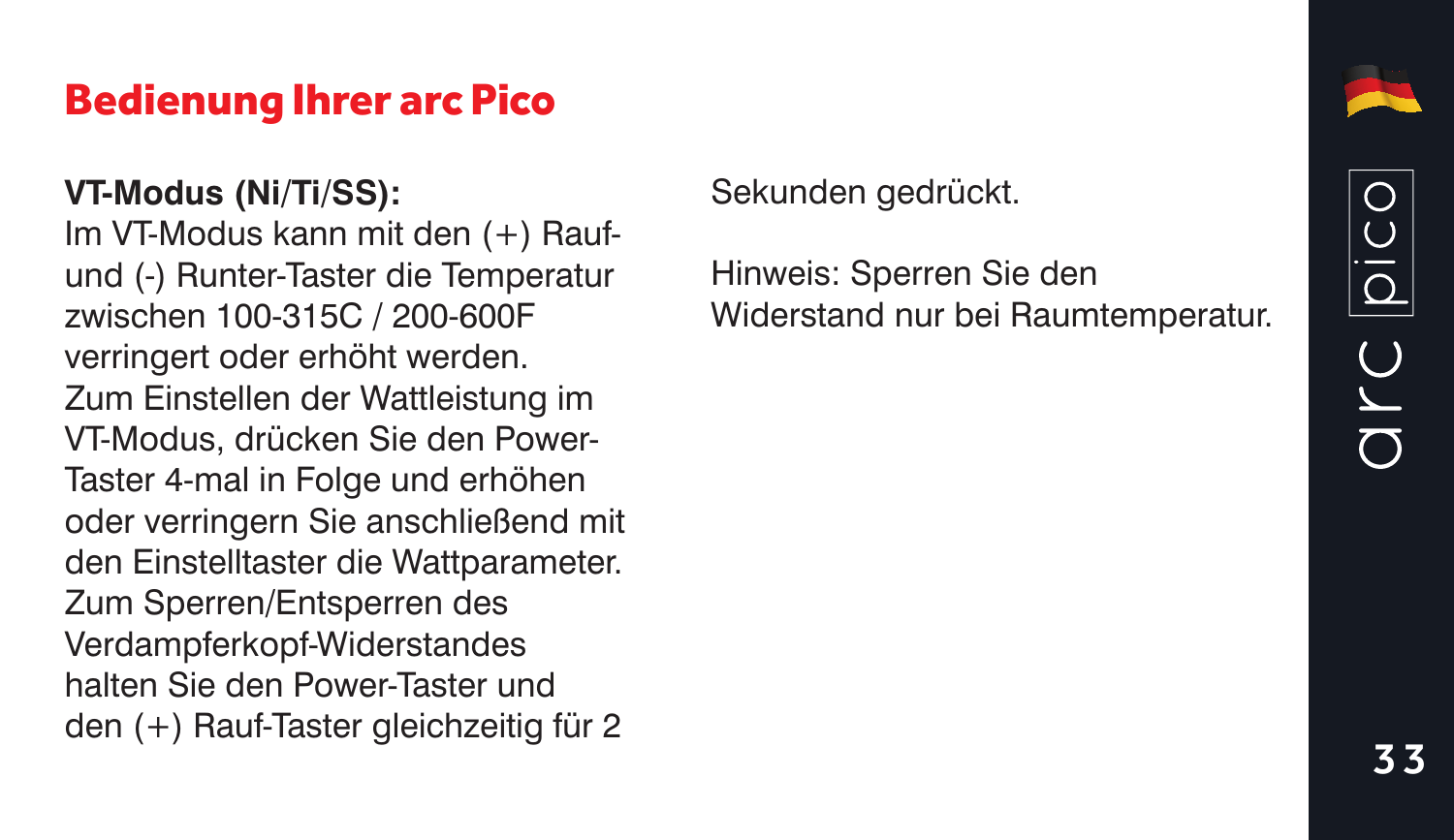# Bedienung Ihrer arc Pico

**VT-Modus (Ni/Ti/SS):**
Im VT-Modus kann mit den (+) Rauf- und (-) Runter-Taster die Temperatur zwischen 100-315C / 200-600F verringert oder erhöht werden. Zum Einstellen der Wattleistung im VT-Modus, drücken Sie den Power-Taster 4-mal in Folge und erhöhen oder verringern Sie anschließend mit den Einstelltaster die Wattparameter. Zum Sperren/Entsperren des Verdampferkopf-Widerstandes halten Sie den Power-Taster und den (+) Rauf-Taster gleichzeitig für 2 Sekunden gedrückt.

Hinweis: Sperren Sie den Widerstand nur bei Raumtemperatur.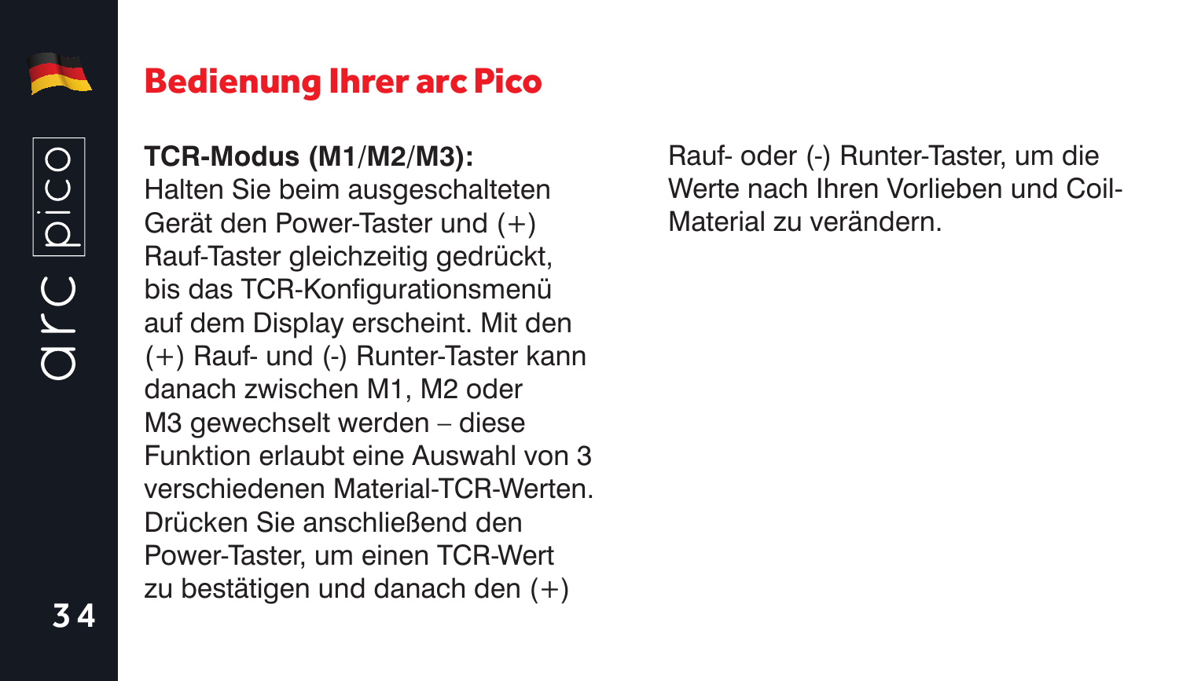# Bedienung Ihrer arc Pico

**TCR-Modus (M1/M2/M3):**
Halten Sie beim ausgeschalteten Gerät den Power-Taster und (+) Rauf-Taster gleichzeitig gedrückt, bis das TCR-Konfigurationsmenü auf dem Display erscheint. Mit den (+) Rauf- und (-) Runter-Taster kann danach zwischen M1, M2 oder M3 gewechselt werden – diese Funktion erlaubt eine Auswahl von 3 verschiedenen Material-TCR-Werten. Drücken Sie anschließend den Power-Taster, um einen TCR-Wert zu bestätigen und danach den (+) Rauf- oder (-) Runter-Taster, um die Werte nach Ihren Vorlieben und Coil-Material zu verändern.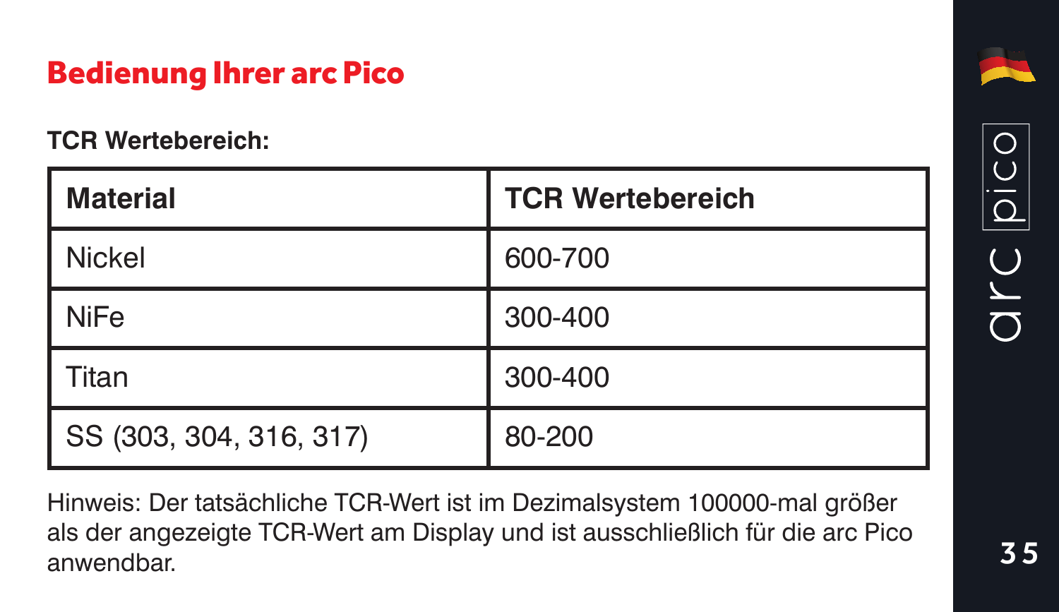## Bedienung Ihrer arc Pico

**TCR Wertebereich:**

| Material | TCR Wertebereich |
|---|---|
| Nickel | 600-700 |
| NiFe | 300-400 |
| Titan | 300-400 |
| SS (303, 304, 316, 317) | 80-200 |

Hinweis: Der tatsächliche TCR-Wert ist im Dezimalsystem 100000-mal größer als der angezeigte TCR-Wert am Display und ist ausschließlich für die arc Pico anwendbar.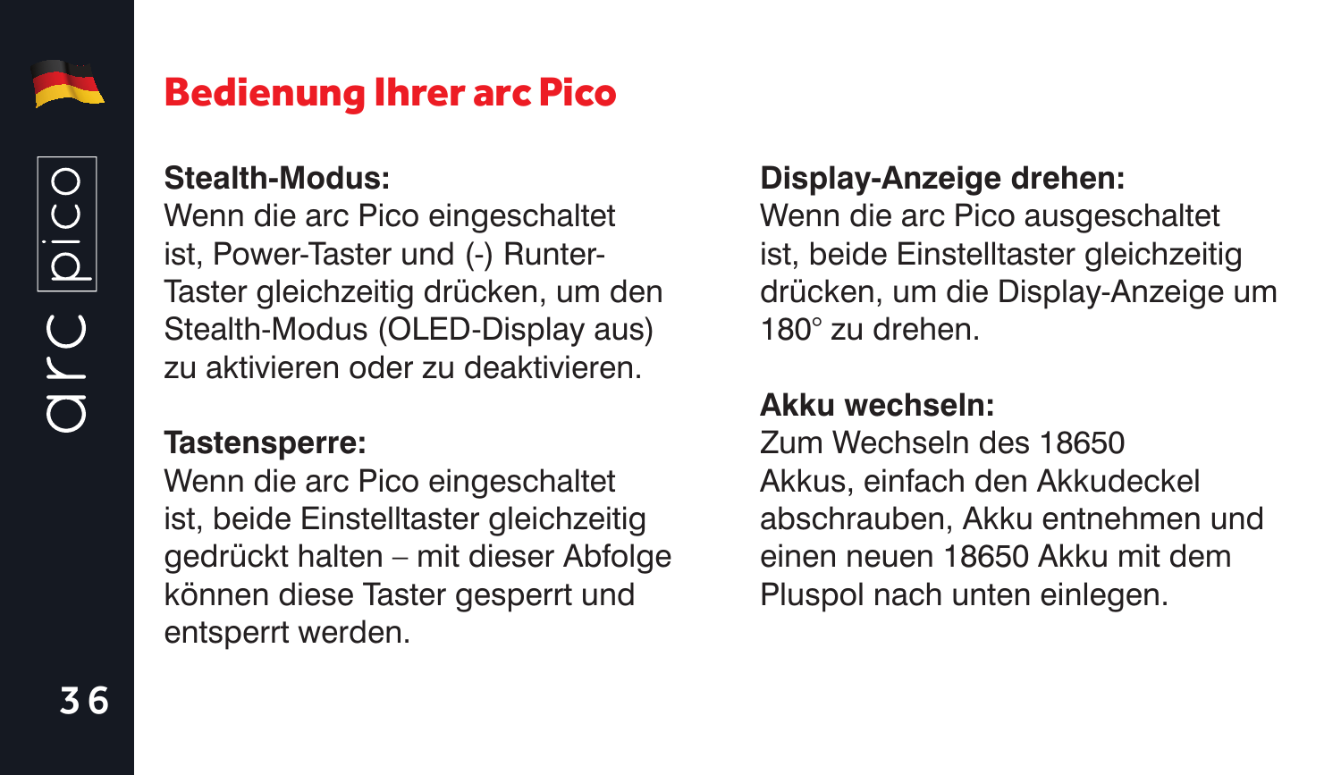# Bedienung Ihrer arc Pico

**Stealth-Modus:**
Wenn die arc Pico eingeschaltet ist, Power-Taster und (-) Runter-Taster gleichzeitig drücken, um den Stealth-Modus (OLED-Display aus) zu aktivieren oder zu deaktivieren.

**Tastensperre:**
Wenn die arc Pico eingeschaltet ist, beide Einstelltaster gleichzeitig gedrückt halten – mit dieser Abfolge können diese Taster gesperrt und entsperrt werden.

**Display-Anzeige drehen:**
Wenn die arc Pico ausgeschaltet ist, beide Einstelltaster gleichzeitig drücken, um die Display-Anzeige um 180° zu drehen.

**Akku wechseln:**
Zum Wechseln des 18650 Akkus, einfach den Akkudeckel abschrauben, Akku entnehmen und einen neuen 18650 Akku mit dem Pluspol nach unten einlegen.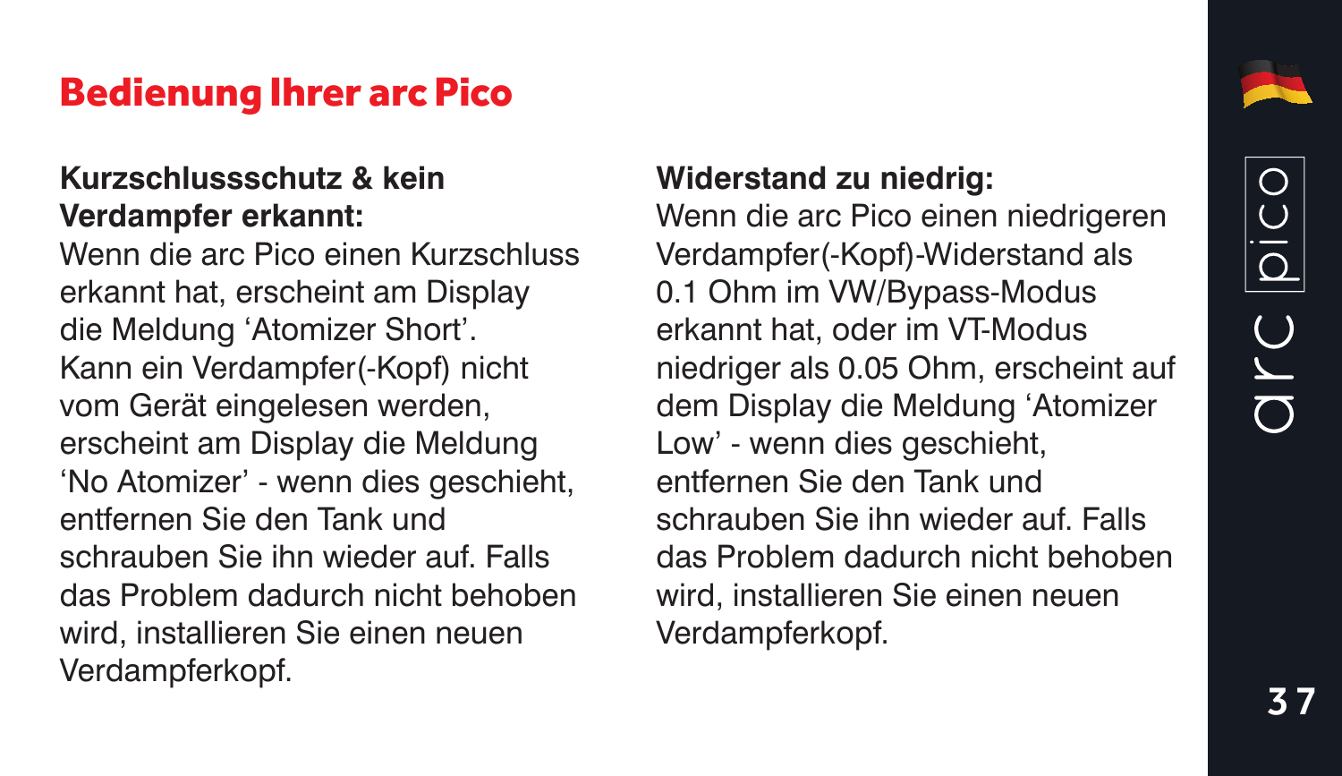## Bedienung Ihrer arc Pico

**Kurzschlussschutz & kein Verdampfer erkannt:**
Wenn die arc Pico einen Kurzschluss erkannt hat, erscheint am Display die Meldung 'Atomizer Short'. Kann ein Verdampfer(-Kopf) nicht vom Gerät eingelesen werden, erscheint am Display die Meldung 'No Atomizer' - wenn dies geschieht, entfernen Sie den Tank und schrauben Sie ihn wieder auf. Falls das Problem dadurch nicht behoben wird, installieren Sie einen neuen Verdampferkopf.

**Widerstand zu niedrig:**
Wenn die arc Pico einen niedrigeren Verdampfer(-Kopf)-Widerstand als 0.1 Ohm im VW/Bypass-Modus erkannt hat, oder im VT-Modus niedriger als 0.05 Ohm, erscheint auf dem Display die Meldung 'Atomizer Low' - wenn dies geschieht, entfernen Sie den Tank und schrauben Sie ihn wieder auf. Falls das Problem dadurch nicht behoben wird, installieren Sie einen neuen Verdampferkopf.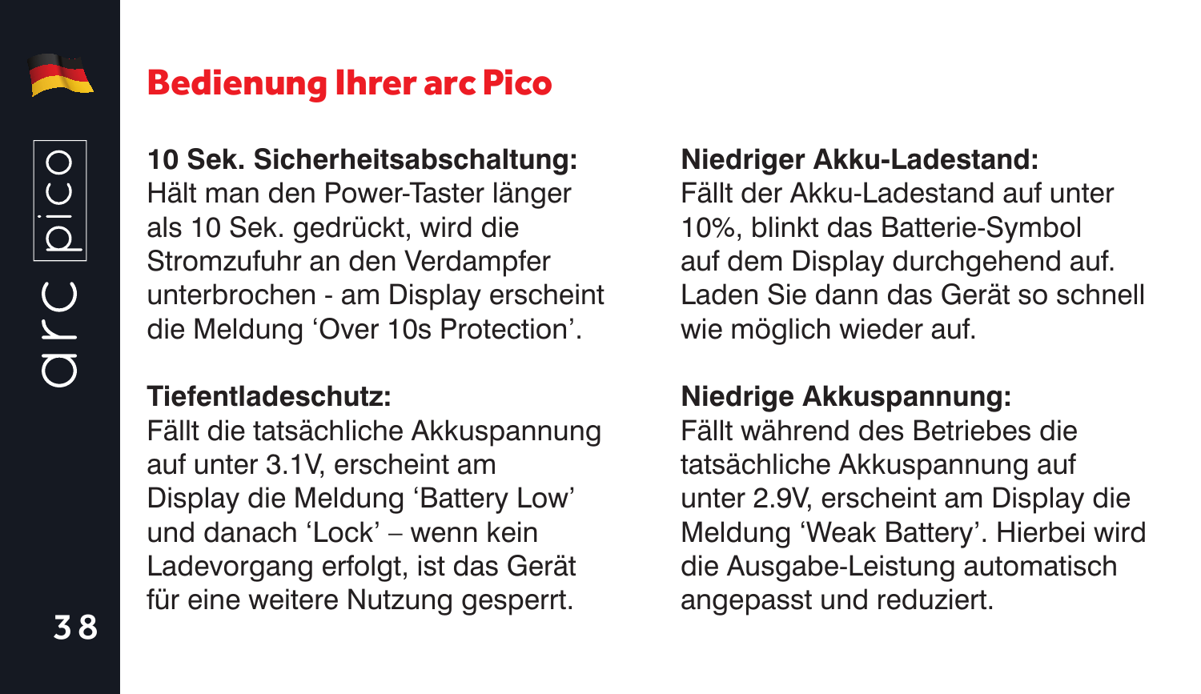# Bedienung Ihrer arc Pico

**10 Sek. Sicherheitsabschaltung:**
Hält man den Power-Taster länger als 10 Sek. gedrückt, wird die Stromzufuhr an den Verdampfer unterbrochen - am Display erscheint die Meldung 'Over 10s Protection'.

**Tiefentladeschutz:**
Fällt die tatsächliche Akkuspannung auf unter 3.1V, erscheint am Display die Meldung 'Battery Low' und danach 'Lock' – wenn kein Ladevorgang erfolgt, ist das Gerät für eine weitere Nutzung gesperrt.

**Niedriger Akku-Ladestand:**
Fällt der Akku-Ladestand auf unter 10%, blinkt das Batterie-Symbol auf dem Display durchgehend auf. Laden Sie dann das Gerät so schnell wie möglich wieder auf.

**Niedrige Akkuspannung:**
Fällt während des Betriebes die tatsächliche Akkuspannung auf unter 2.9V, erscheint am Display die Meldung 'Weak Battery'. Hierbei wird die Ausgabe-Leistung automatisch angepasst und reduziert.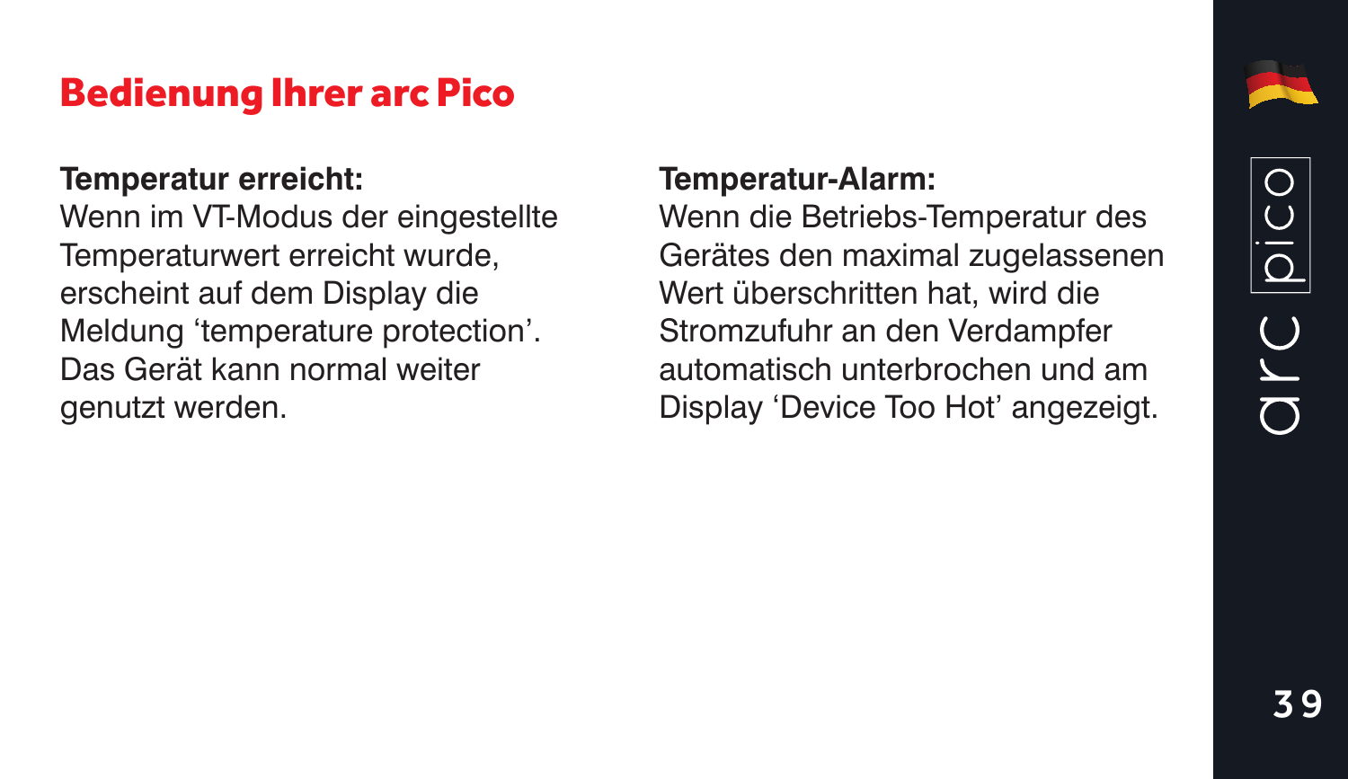## Bedienung Ihrer arc Pico

**Temperatur erreicht:**
Wenn im VT-Modus der eingestellte Temperaturwert erreicht wurde, erscheint auf dem Display die Meldung 'temperature protection'. Das Gerät kann normal weiter genutzt werden.

**Temperatur-Alarm:**
Wenn die Betriebs-Temperatur des Gerätes den maximal zugelassenen Wert überschritten hat, wird die Stromzufuhr an den Verdampfer automatisch unterbrochen und am Display 'Device Too Hot' angezeigt.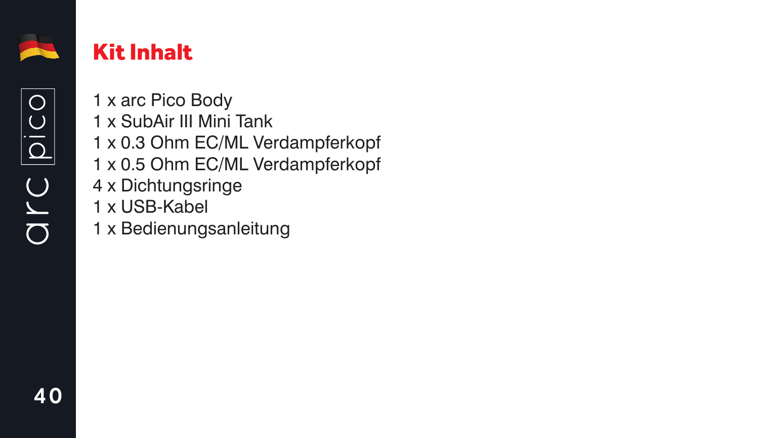## Kit Inhalt

1 x arc Pico Body
1 x SubAir III Mini Tank
1 x 0.3 Ohm EC/ML Verdampferkopf
1 x 0.5 Ohm EC/ML Verdampferkopf
4 x Dichtungsringe
1 x USB-Kabel
1 x Bedienungsanleitung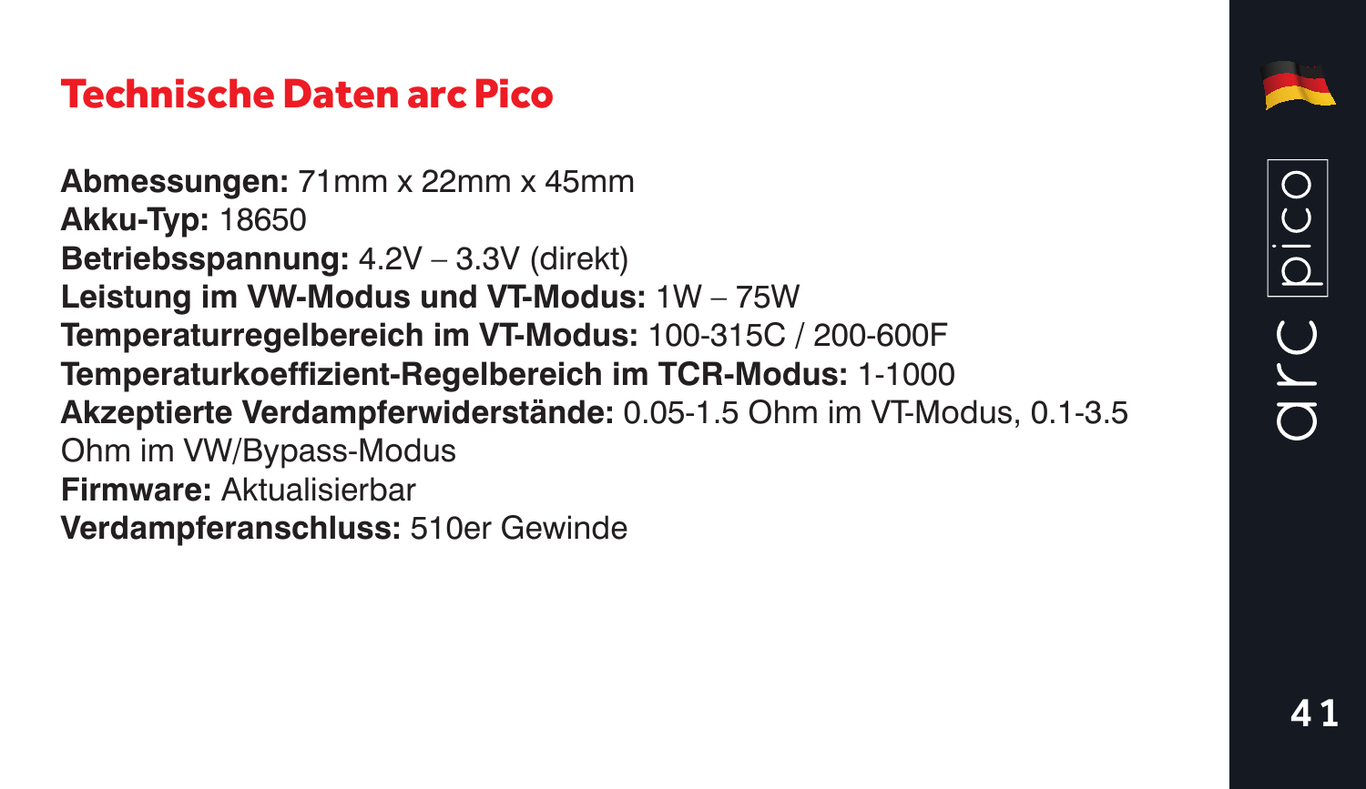# Technische Daten arc Pico

**Abmessungen:** 71mm x 22mm x 45mm
**Akku-Typ:** 18650
**Betriebsspannung:** 4.2V – 3.3V (direkt)
**Leistung im VW-Modus und VT-Modus:** 1W – 75W
**Temperaturregelbereich im VT-Modus:** 100-315C / 200-600F
**Temperaturkoeffizient-Regelbereich im TCR-Modus:** 1-1000
**Akzeptierte Verdampferwiderstände:** 0.05-1.5 Ohm im VT-Modus, 0.1-3.5 Ohm im VW/Bypass-Modus
**Firmware:** Aktualisierbar
**Verdampferanschluss:** 510er Gewinde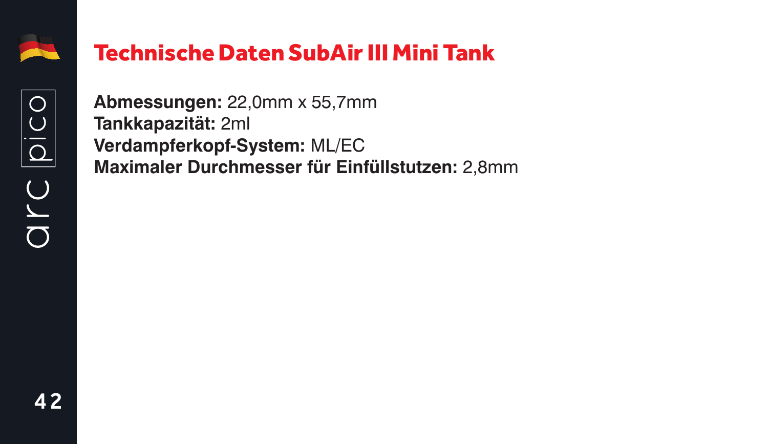# Technische Daten SubAir III Mini Tank

**Abmessungen:** 22,0mm x 55,7mm
**Tankkapazität:** 2ml
**Verdampferkopf-System:** ML/EC
**Maximaler Durchmesser für Einfüllstutzen:** 2,8mm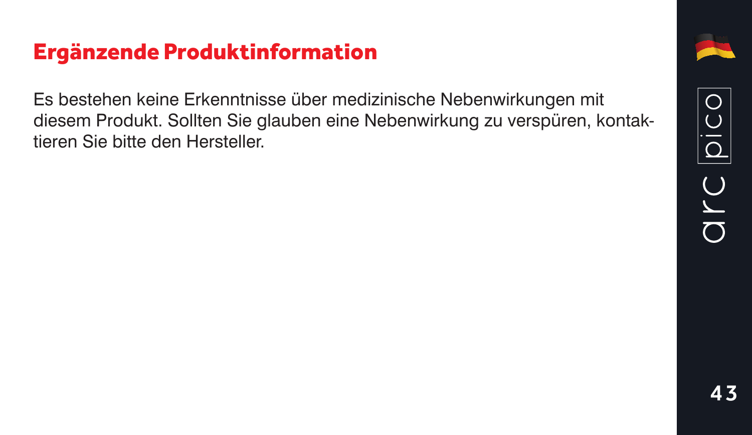## Ergänzende Produktinformation

Es bestehen keine Erkenntnisse über medizinische Nebenwirkungen mit diesem Produkt. Sollten Sie glauben eine Nebenwirkung zu verspüren, kontaktieren Sie bitte den Hersteller.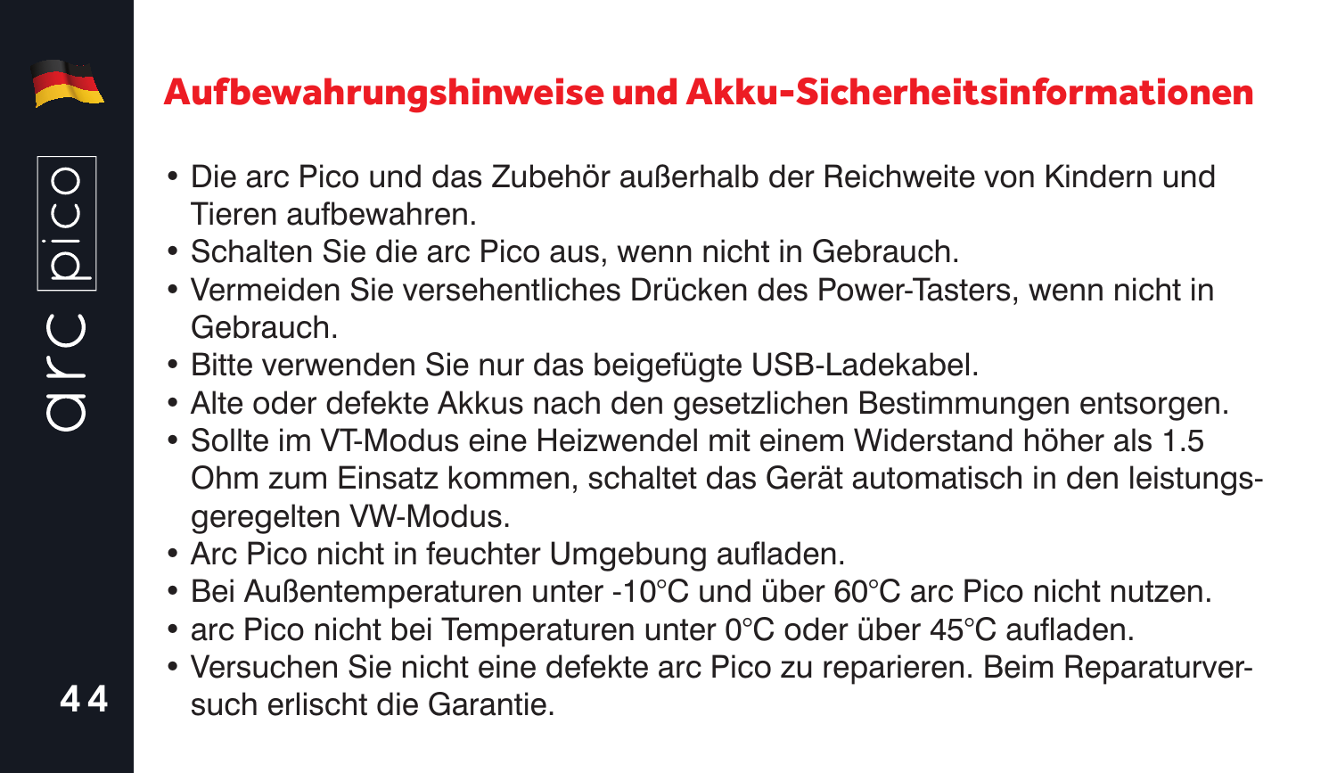## Aufbewahrungshinweise und Akku-Sicherheitsinformationen

- Die arc Pico und das Zubehör außerhalb der Reichweite von Kindern und Tieren aufbewahren.
- Schalten Sie die arc Pico aus, wenn nicht in Gebrauch.
- Vermeiden Sie versehentliches Drücken des Power-Tasters, wenn nicht in Gebrauch.
- Bitte verwenden Sie nur das beigefügte USB-Ladekabel.
- Alte oder defekte Akkus nach den gesetzlichen Bestimmungen entsorgen.
- Sollte im VT-Modus eine Heizwendel mit einem Widerstand höher als 1.5 Ohm zum Einsatz kommen, schaltet das Gerät automatisch in den leistungsgeregelten VW-Modus.
- Arc Pico nicht in feuchter Umgebung aufladen.
- Bei Außentemperaturen unter -10°C und über 60°C arc Pico nicht nutzen.
- arc Pico nicht bei Temperaturen unter 0°C oder über 45°C aufladen.
- Versuchen Sie nicht eine defekte arc Pico zu reparieren. Beim Reparaturversuch erlischt die Garantie.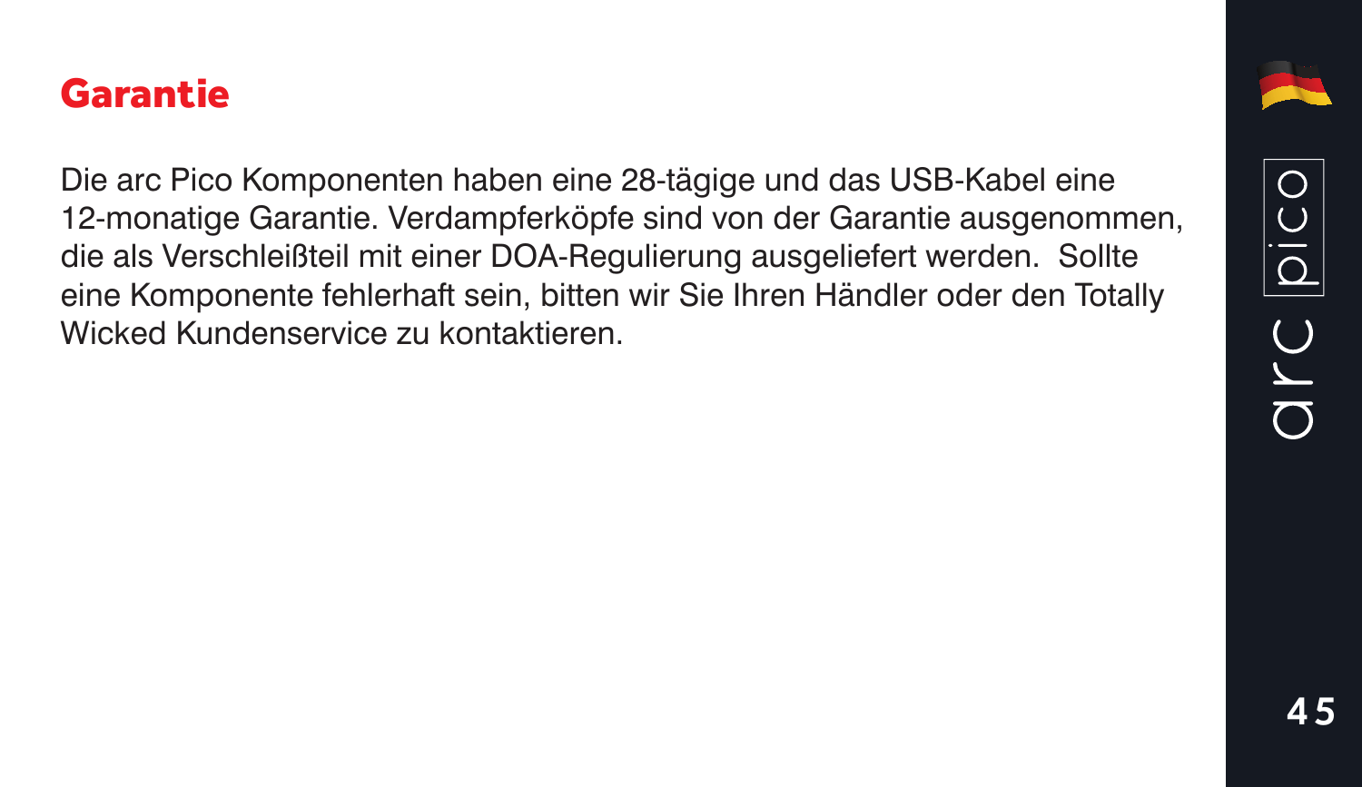## Garantie

Die arc Pico Komponenten haben eine 28-tägige und das USB-Kabel eine 12-monatige Garantie. Verdampferköpfe sind von der Garantie ausgenommen, die als Verschleißteil mit einer DOA-Regulierung ausgeliefert werden. Sollte eine Komponente fehlerhaft sein, bitten wir Sie Ihren Händler oder den Totally Wicked Kundenservice zu kontaktieren.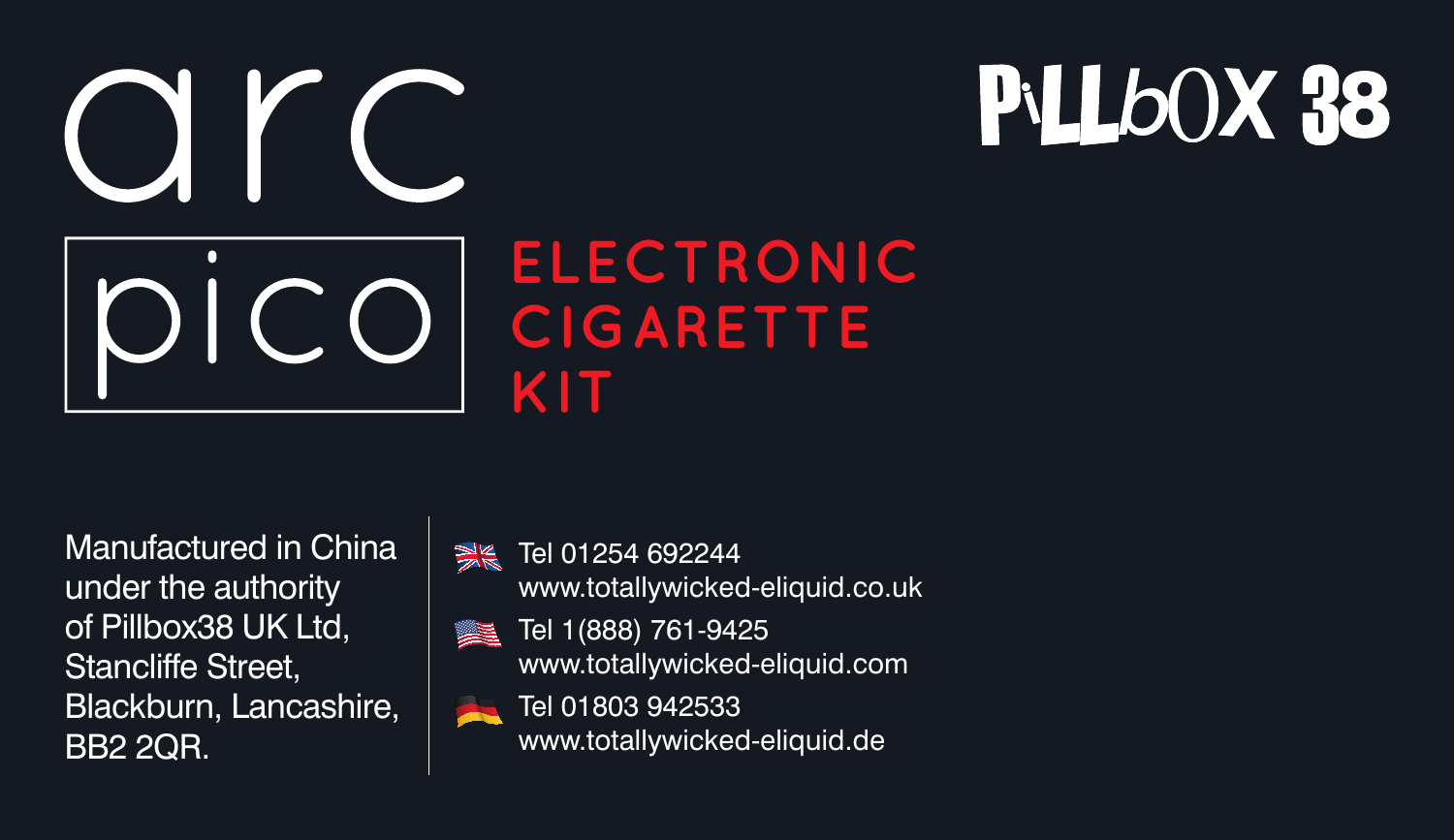# arc pico

**ELECTRONIC CIGARETTE KIT**

**PiLLbOX 38**

Manufactured in China under the authority of Pillbox38 UK Ltd, Stancliffe Street, Blackburn, Lancashire, BB2 2QR.

Tel 01254 692244
www.totallywicked-eliquid.co.uk

Tel 1(888) 761-9425
www.totallywicked-eliquid.com

Tel 01803 942533
www.totallywicked-eliquid.de